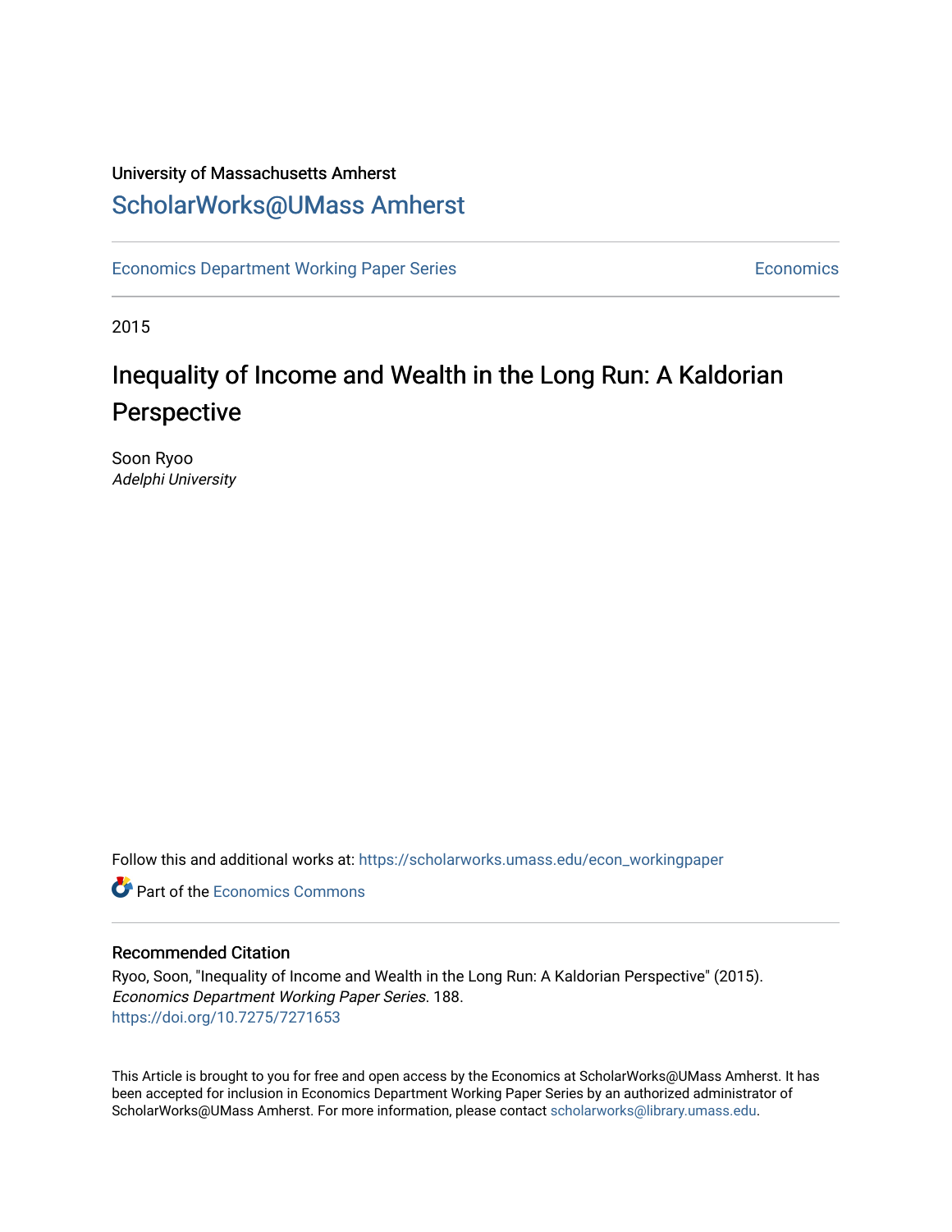University of Massachusetts Amherst

# ScholarWorks@UMass Amherst

Economics Department Working Paper Series | Economics

2015

## Inequality of Income and Wealth in the Long Run: A Kaldorian Perspective

Soon Ryoo
*Adelphi University*

Follow this and additional works at: https://scholarworks.umass.edu/econ_workingpaper

Part of the Economics Commons

### Recommended Citation

Ryoo, Soon, "Inequality of Income and Wealth in the Long Run: A Kaldorian Perspective" (2015). *Economics Department Working Paper Series*. 188.
https://doi.org/10.7275/7271653

This Article is brought to you for free and open access by the Economics at ScholarWorks@UMass Amherst. It has been accepted for inclusion in Economics Department Working Paper Series by an authorized administrator of ScholarWorks@UMass Amherst. For more information, please contact scholarworks@library.umass.edu.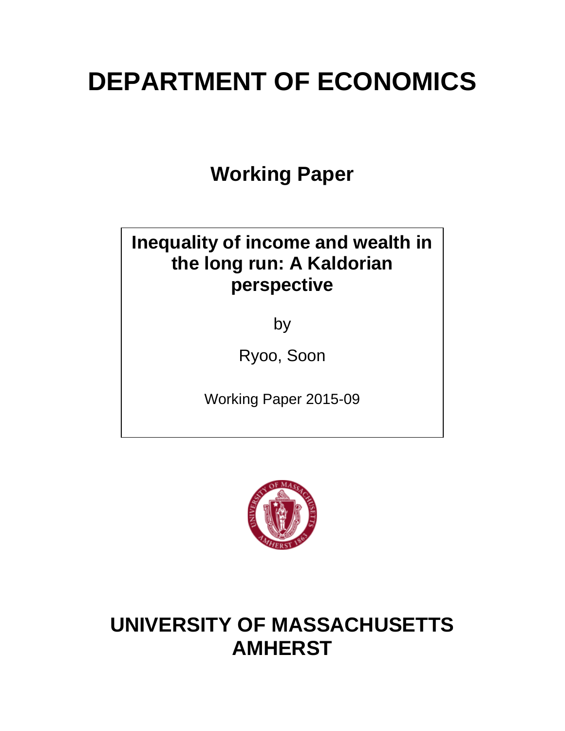# DEPARTMENT OF ECONOMICS

## Working Paper

**Inequality of income and wealth in the long run: A Kaldorian perspective**

by

Ryoo, Soon

Working Paper 2015-09

# UNIVERSITY OF MASSACHUSETTS AMHERST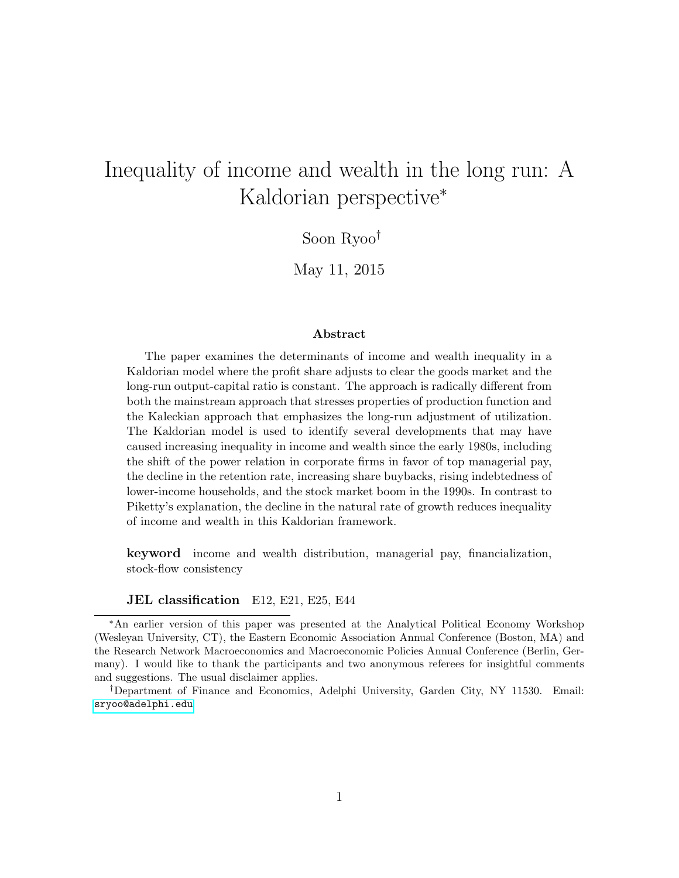# Inequality of income and wealth in the long run: A Kaldorian perspective*

Soon Ryoo†

May 11, 2015

### Abstract

The paper examines the determinants of income and wealth inequality in a Kaldorian model where the profit share adjusts to clear the goods market and the long-run output-capital ratio is constant. The approach is radically different from both the mainstream approach that stresses properties of production function and the Kaleckian approach that emphasizes the long-run adjustment of utilization. The Kaldorian model is used to identify several developments that may have caused increasing inequality in income and wealth since the early 1980s, including the shift of the power relation in corporate firms in favor of top managerial pay, the decline in the retention rate, increasing share buybacks, rising indebtedness of lower-income households, and the stock market boom in the 1990s. In contrast to Piketty's explanation, the decline in the natural rate of growth reduces inequality of income and wealth in this Kaldorian framework.

**keyword** income and wealth distribution, managerial pay, financialization, stock-flow consistency

**JEL classification** E12, E21, E25, E44

---

*An earlier version of this paper was presented at the Analytical Political Economy Workshop (Wesleyan University, CT), the Eastern Economic Association Annual Conference (Boston, MA) and the Research Network Macroeconomics and Macroeconomic Policies Annual Conference (Berlin, Germany). I would like to thank the participants and two anonymous referees for insightful comments and suggestions. The usual disclaimer applies.

†Department of Finance and Economics, Adelphi University, Garden City, NY 11530. Email: sryoo@adelphi.edu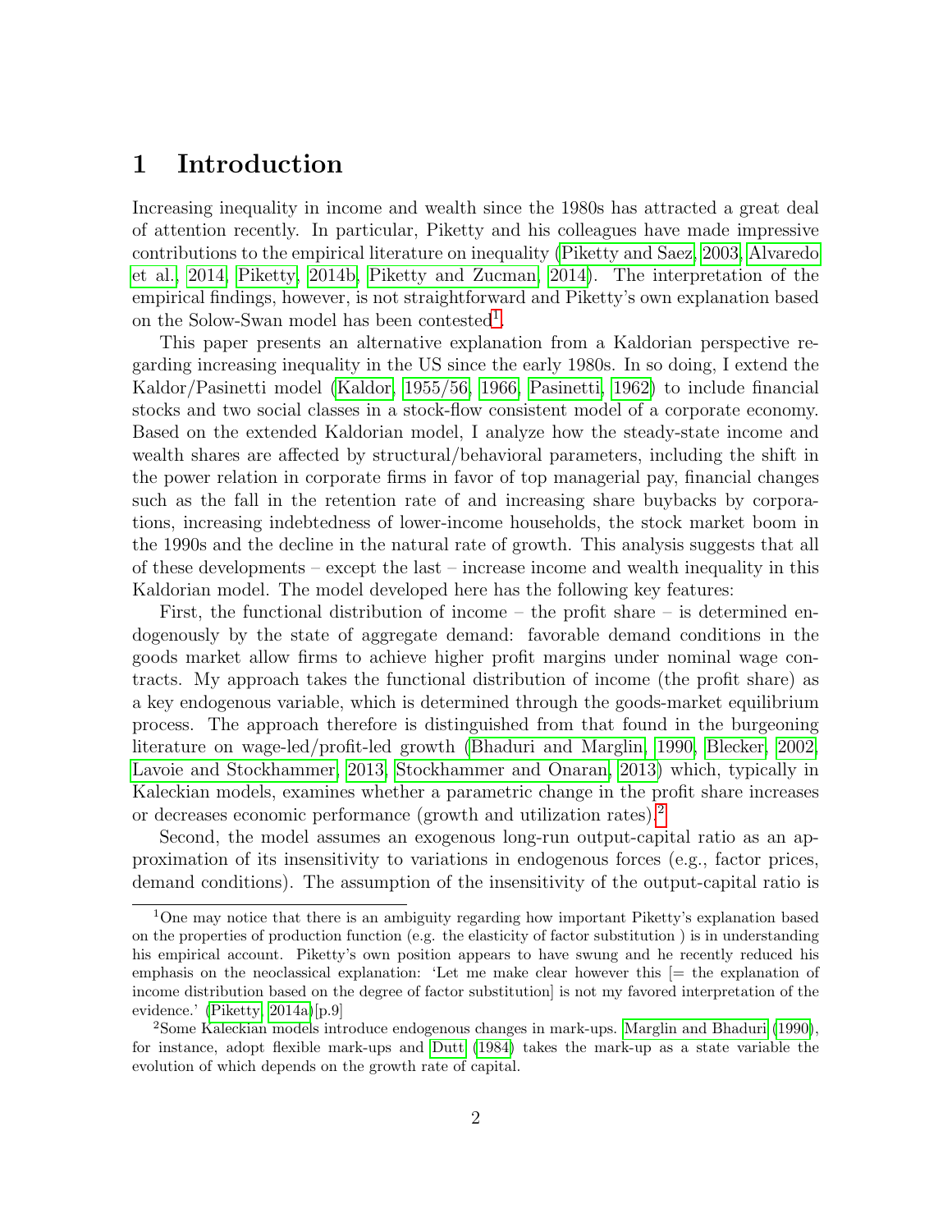# 1 Introduction

Increasing inequality in income and wealth since the 1980s has attracted a great deal of attention recently. In particular, Piketty and his colleagues have made impressive contributions to the empirical literature on inequality (Piketty and Saez, 2003, Alvaredo et al., 2014, Piketty, 2014b, Piketty and Zucman, 2014). The interpretation of the empirical findings, however, is not straightforward and Piketty's own explanation based on the Solow-Swan model has been contested[1].

This paper presents an alternative explanation from a Kaldorian perspective regarding increasing inequality in the US since the early 1980s. In so doing, I extend the Kaldor/Pasinetti model (Kaldor, 1955/56, 1966, Pasinetti, 1962) to include financial stocks and two social classes in a stock-flow consistent model of a corporate economy. Based on the extended Kaldorian model, I analyze how the steady-state income and wealth shares are affected by structural/behavioral parameters, including the shift in the power relation in corporate firms in favor of top managerial pay, financial changes such as the fall in the retention rate of and increasing share buybacks by corporations, increasing indebtedness of lower-income households, the stock market boom in the 1990s and the decline in the natural rate of growth. This analysis suggests that all of these developments – except the last – increase income and wealth inequality in this Kaldorian model. The model developed here has the following key features:

First, the functional distribution of income – the profit share – is determined endogenously by the state of aggregate demand: favorable demand conditions in the goods market allow firms to achieve higher profit margins under nominal wage contracts. My approach takes the functional distribution of income (the profit share) as a key endogenous variable, which is determined through the goods-market equilibrium process. The approach therefore is distinguished from that found in the burgeoning literature on wage-led/profit-led growth (Bhaduri and Marglin, 1990, Blecker, 2002, Lavoie and Stockhammer, 2013, Stockhammer and Onaran, 2013) which, typically in Kaleckian models, examines whether a parametric change in the profit share increases or decreases economic performance (growth and utilization rates).[2]

Second, the model assumes an exogenous long-run output-capital ratio as an approximation of its insensitivity to variations in endogenous forces (e.g., factor prices, demand conditions). The assumption of the insensitivity of the output-capital ratio is

---

[1] One may notice that there is an ambiguity regarding how important Piketty's explanation based on the properties of production function (e.g. the elasticity of factor substitution ) is in understanding his empirical account. Piketty's own position appears to have swung and he recently reduced his emphasis on the neoclassical explanation: 'Let me make clear however this [= the explanation of income distribution based on the degree of factor substitution] is not my favored interpretation of the evidence.' (Piketty, 2014a)[p.9]

[2] Some Kaleckian models introduce endogenous changes in mark-ups. Marglin and Bhaduri (1990), for instance, adopt flexible mark-ups and Dutt (1984) takes the mark-up as a state variable the evolution of which depends on the growth rate of capital.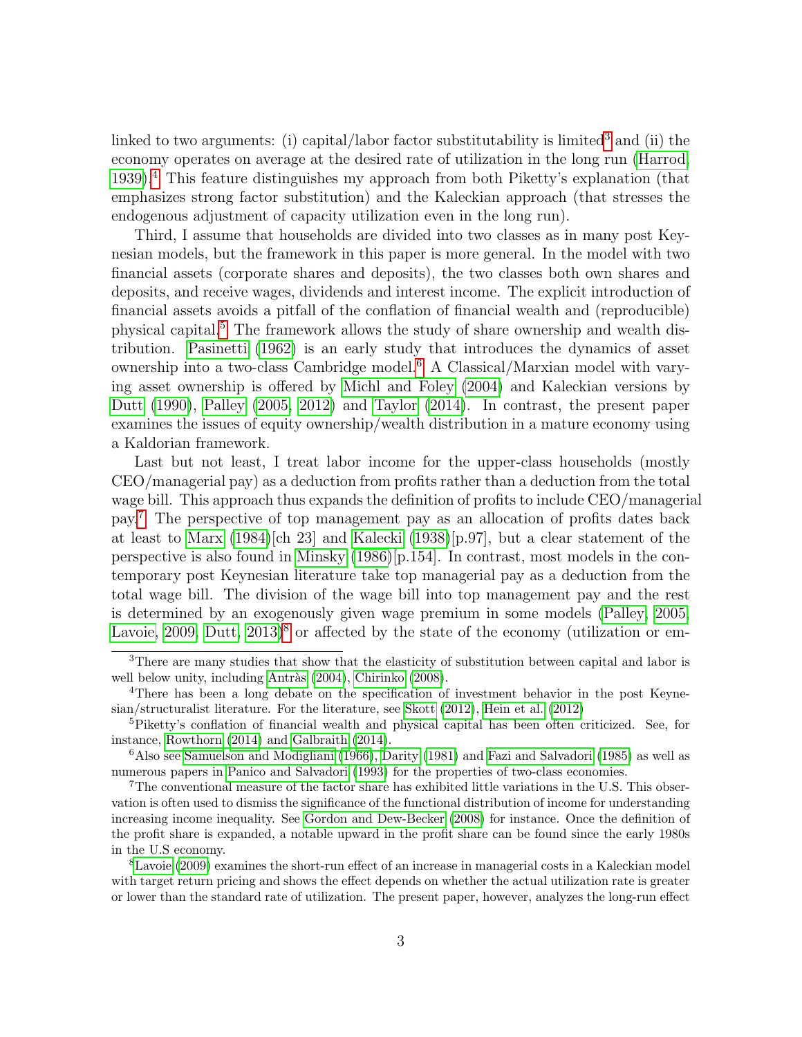linked to two arguments: (i) capital/labor factor substitutability is limited[3] and (ii) the economy operates on average at the desired rate of utilization in the long run (Harrod, 1939).[4] This feature distinguishes my approach from both Piketty's explanation (that emphasizes strong factor substitution) and the Kaleckian approach (that stresses the endogenous adjustment of capacity utilization even in the long run).

Third, I assume that households are divided into two classes as in many post Keynesian models, but the framework in this paper is more general. In the model with two financial assets (corporate shares and deposits), the two classes both own shares and deposits, and receive wages, dividends and interest income. The explicit introduction of financial assets avoids a pitfall of the conflation of financial wealth and (reproducible) physical capital.[5] The framework allows the study of share ownership and wealth distribution. Pasinetti (1962) is an early study that introduces the dynamics of asset ownership into a two-class Cambridge model.[6] A Classical/Marxian model with varying asset ownership is offered by Michl and Foley (2004) and Kaleckian versions by Dutt (1990), Palley (2005, 2012) and Taylor (2014). In contrast, the present paper examines the issues of equity ownership/wealth distribution in a mature economy using a Kaldorian framework.

Last but not least, I treat labor income for the upper-class households (mostly CEO/managerial pay) as a deduction from profits rather than a deduction from the total wage bill. This approach thus expands the definition of profits to include CEO/managerial pay.[7] The perspective of top management pay as an allocation of profits dates back at least to Marx (1984)[ch 23] and Kalecki (1938)[p.97], but a clear statement of the perspective is also found in Minsky (1986)[p.154]. In contrast, most models in the contemporary post Keynesian literature take top managerial pay as a deduction from the total wage bill. The division of the wage bill into top management pay and the rest is determined by an exogenously given wage premium in some models (Palley, 2005, Lavoie, 2009, Dutt, 2013)[8] or affected by the state of the economy (utilization or em-

[3] There are many studies that show that the elasticity of substitution between capital and labor is well below unity, including Antràs (2004), Chirinko (2008).

[4] There has been a long debate on the specification of investment behavior in the post Keynesian/structuralist literature. For the literature, see Skott (2012), Hein et al. (2012)

[5] Piketty's conflation of financial wealth and physical capital has been often criticized. See, for instance, Rowthorn (2014) and Galbraith (2014).

[6] Also see Samuelson and Modigliani (1966), Darity (1981) and Fazi and Salvadori (1985) as well as numerous papers in Panico and Salvadori (1993) for the properties of two-class economies.

[7] The conventional measure of the factor share has exhibited little variations in the U.S. This observation is often used to dismiss the significance of the functional distribution of income for understanding increasing income inequality. See Gordon and Dew-Becker (2008) for instance. Once the definition of the profit share is expanded, a notable upward in the profit share can be found since the early 1980s in the U.S economy.

[8] Lavoie (2009) examines the short-run effect of an increase in managerial costs in a Kaleckian model with target return pricing and shows the effect depends on whether the actual utilization rate is greater or lower than the standard rate of utilization. The present paper, however, analyzes the long-run effect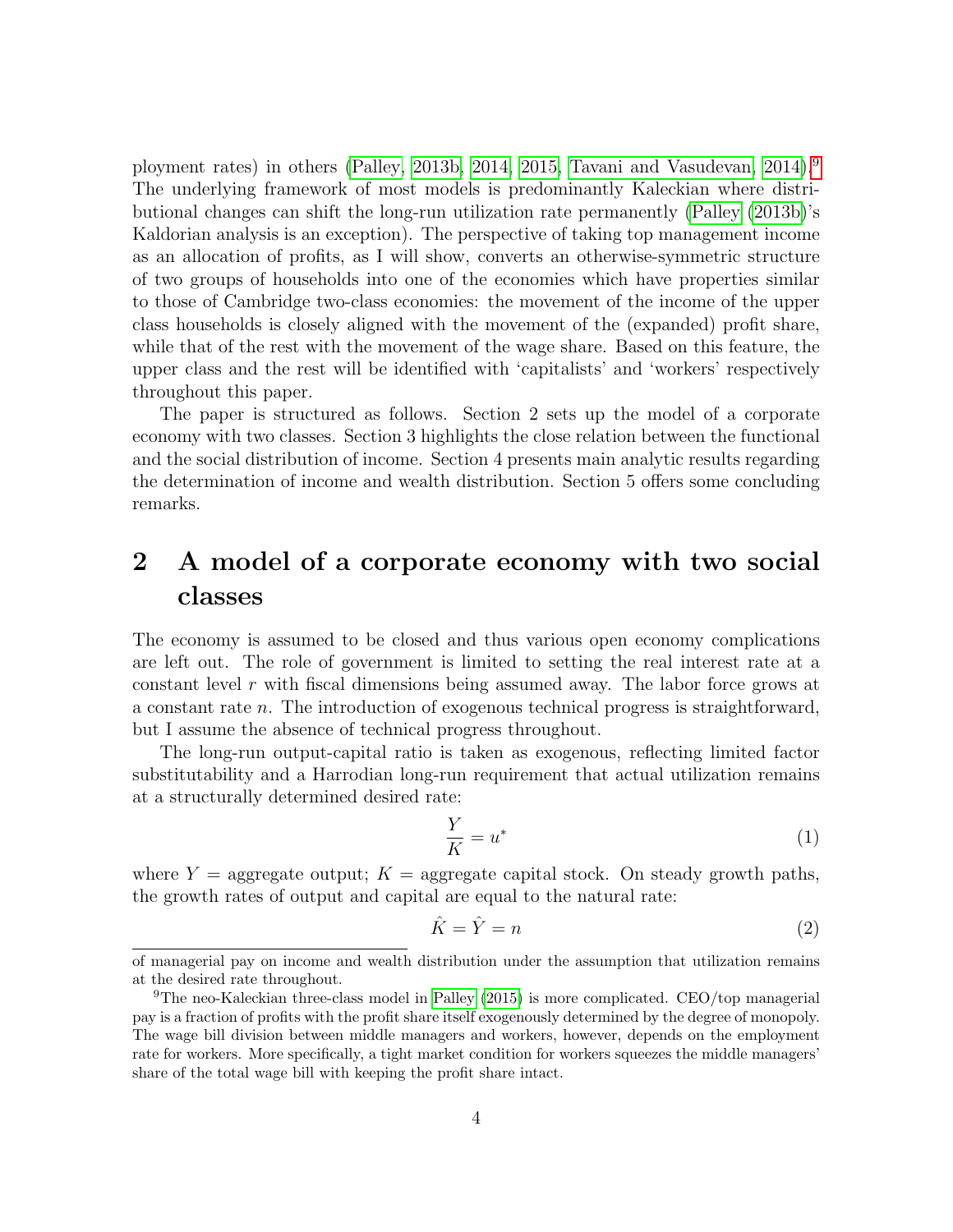ployment rates) in others (Palley, 2013b, 2014, 2015, Tavani and Vasudevan, 2014).[9] The underlying framework of most models is predominantly Kaleckian where distributional changes can shift the long-run utilization rate permanently (Palley (2013b)'s Kaldorian analysis is an exception). The perspective of taking top management income as an allocation of profits, as I will show, converts an otherwise-symmetric structure of two groups of households into one of the economies which have properties similar to those of Cambridge two-class economies: the movement of the income of the upper class households is closely aligned with the movement of the (expanded) profit share, while that of the rest with the movement of the wage share. Based on this feature, the upper class and the rest will be identified with 'capitalists' and 'workers' respectively throughout this paper.

The paper is structured as follows. Section 2 sets up the model of a corporate economy with two classes. Section 3 highlights the close relation between the functional and the social distribution of income. Section 4 presents main analytic results regarding the determination of income and wealth distribution. Section 5 offers some concluding remarks.

## 2 A model of a corporate economy with two social classes

The economy is assumed to be closed and thus various open economy complications are left out. The role of government is limited to setting the real interest rate at a constant level $r$ with fiscal dimensions being assumed away. The labor force grows at a constant rate $n$. The introduction of exogenous technical progress is straightforward, but I assume the absence of technical progress throughout.

The long-run output-capital ratio is taken as exogenous, reflecting limited factor substitutability and a Harrodian long-run requirement that actual utilization remains at a structurally determined desired rate:

$$\frac{Y}{K} = u^* \tag{1}$$

where $Y$ = aggregate output; $K$ = aggregate capital stock. On steady growth paths, the growth rates of output and capital are equal to the natural rate:

$$\hat{K} = \hat{Y} = n \tag{2}$$

of managerial pay on income and wealth distribution under the assumption that utilization remains at the desired rate throughout.

[9] The neo-Kaleckian three-class model in Palley (2015) is more complicated. CEO/top managerial pay is a fraction of profits with the profit share itself exogenously determined by the degree of monopoly. The wage bill division between middle managers and workers, however, depends on the employment rate for workers. More specifically, a tight market condition for workers squeezes the middle managers' share of the total wage bill with keeping the profit share intact.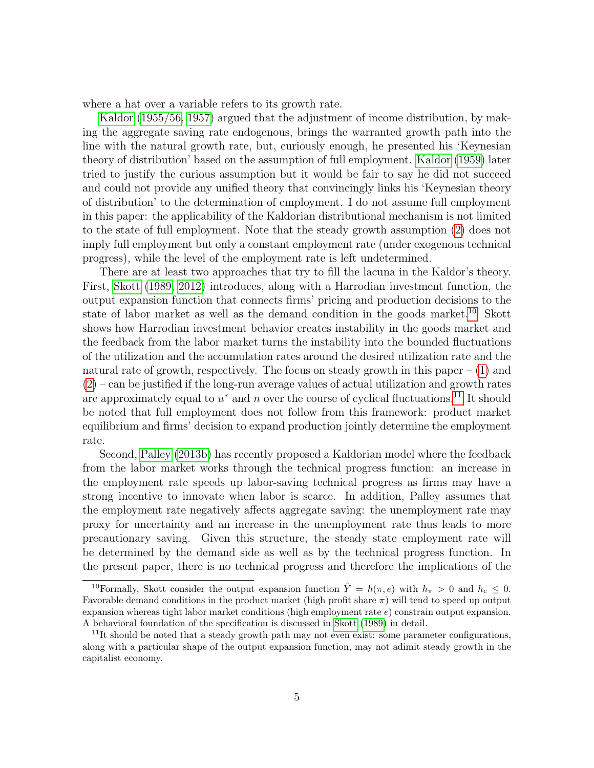where a hat over a variable refers to its growth rate.

Kaldor (1955/56, 1957) argued that the adjustment of income distribution, by making the aggregate saving rate endogenous, brings the warranted growth path into the line with the natural growth rate, but, curiously enough, he presented his 'Keynesian theory of distribution' based on the assumption of full employment. Kaldor (1959) later tried to justify the curious assumption but it would be fair to say he did not succeed and could not provide any unified theory that convincingly links his 'Keynesian theory of distribution' to the determination of employment. I do not assume full employment in this paper: the applicability of the Kaldorian distributional mechanism is not limited to the state of full employment. Note that the steady growth assumption (2) does not imply full employment but only a constant employment rate (under exogenous technical progress), while the level of the employment rate is left undetermined.

There are at least two approaches that try to fill the lacuna in the Kaldor's theory. First, Skott (1989, 2012) introduces, along with a Harrodian investment function, the output expansion function that connects firms' pricing and production decisions to the state of labor market as well as the demand condition in the goods market.[10] Skott shows how Harrodian investment behavior creates instability in the goods market and the feedback from the labor market turns the instability into the bounded fluctuations of the utilization and the accumulation rates around the desired utilization rate and the natural rate of growth, respectively. The focus on steady growth in this paper – (1) and (2) – can be justified if the long-run average values of actual utilization and growth rates are approximately equal to $u^*$ and $n$ over the course of cyclical fluctuations.[11] It should be noted that full employment does not follow from this framework: product market equilibrium and firms' decision to expand production jointly determine the employment rate.

Second, Palley (2013b) has recently proposed a Kaldorian model where the feedback from the labor market works through the technical progress function: an increase in the employment rate speeds up labor-saving technical progress as firms may have a strong incentive to innovate when labor is scarce. In addition, Palley assumes that the employment rate negatively affects aggregate saving: the unemployment rate may proxy for uncertainty and an increase in the unemployment rate thus leads to more precautionary saving. Given this structure, the steady state employment rate will be determined by the demand side as well as by the technical progress function. In the present paper, there is no technical progress and therefore the implications of the

---

[10] Formally, Skott consider the output expansion function $\hat{Y} = h(\pi, e)$ with $h_\pi > 0$ and $h_e \leq 0$. Favorable demand conditions in the product market (high profit share $\pi$) will tend to speed up output expansion whereas tight labor market conditions (high employment rate $e$) constrain output expansion. A behavioral foundation of the specification is discussed in Skott (1989) in detail.

[11] It should be noted that a steady growth path may not even exist: some parameter configurations, along with a particular shape of the output expansion function, may not adimit steady growth in the capitalist economy.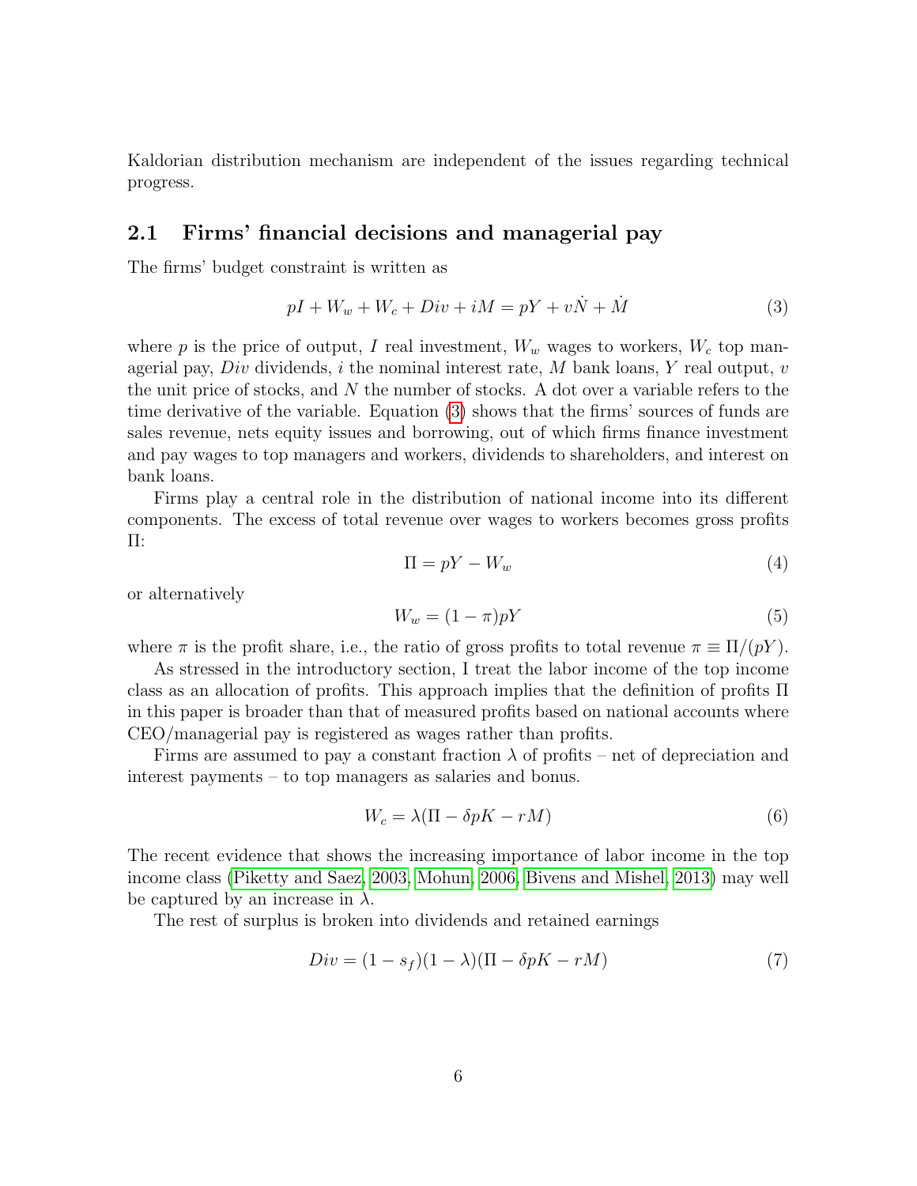Kaldorian distribution mechanism are independent of the issues regarding technical progress.

## 2.1 Firms' financial decisions and managerial pay

The firms' budget constraint is written as

$$pI + W_w + W_c + Div + iM = pY + v\dot{N} + \dot{M} \tag{3}$$

where $p$ is the price of output, $I$ real investment, $W_w$ wages to workers, $W_c$ top managerial pay, $Div$ dividends, $i$ the nominal interest rate, $M$ bank loans, $Y$ real output, $v$ the unit price of stocks, and $N$ the number of stocks. A dot over a variable refers to the time derivative of the variable. Equation (3) shows that the firms' sources of funds are sales revenue, nets equity issues and borrowing, out of which firms finance investment and pay wages to top managers and workers, dividends to shareholders, and interest on bank loans.

Firms play a central role in the distribution of national income into its different components. The excess of total revenue over wages to workers becomes gross profits $\Pi$:

$$\Pi = pY - W_w \tag{4}$$

or alternatively

$$W_w = (1 - \pi)pY \tag{5}$$

where $\pi$ is the profit share, i.e., the ratio of gross profits to total revenue $\pi \equiv \Pi/(pY)$.

As stressed in the introductory section, I treat the labor income of the top income class as an allocation of profits. This approach implies that the definition of profits $\Pi$ in this paper is broader than that of measured profits based on national accounts where CEO/managerial pay is registered as wages rather than profits.

Firms are assumed to pay a constant fraction $\lambda$ of profits – net of depreciation and interest payments – to top managers as salaries and bonus.

$$W_c = \lambda(\Pi - \delta pK - rM) \tag{6}$$

The recent evidence that shows the increasing importance of labor income in the top income class (Piketty and Saez, 2003, Mohun, 2006, Bivens and Mishel, 2013) may well be captured by an increase in $\lambda$.

The rest of surplus is broken into dividends and retained earnings

$$Div = (1 - s_f)(1 - \lambda)(\Pi - \delta pK - rM) \tag{7}$$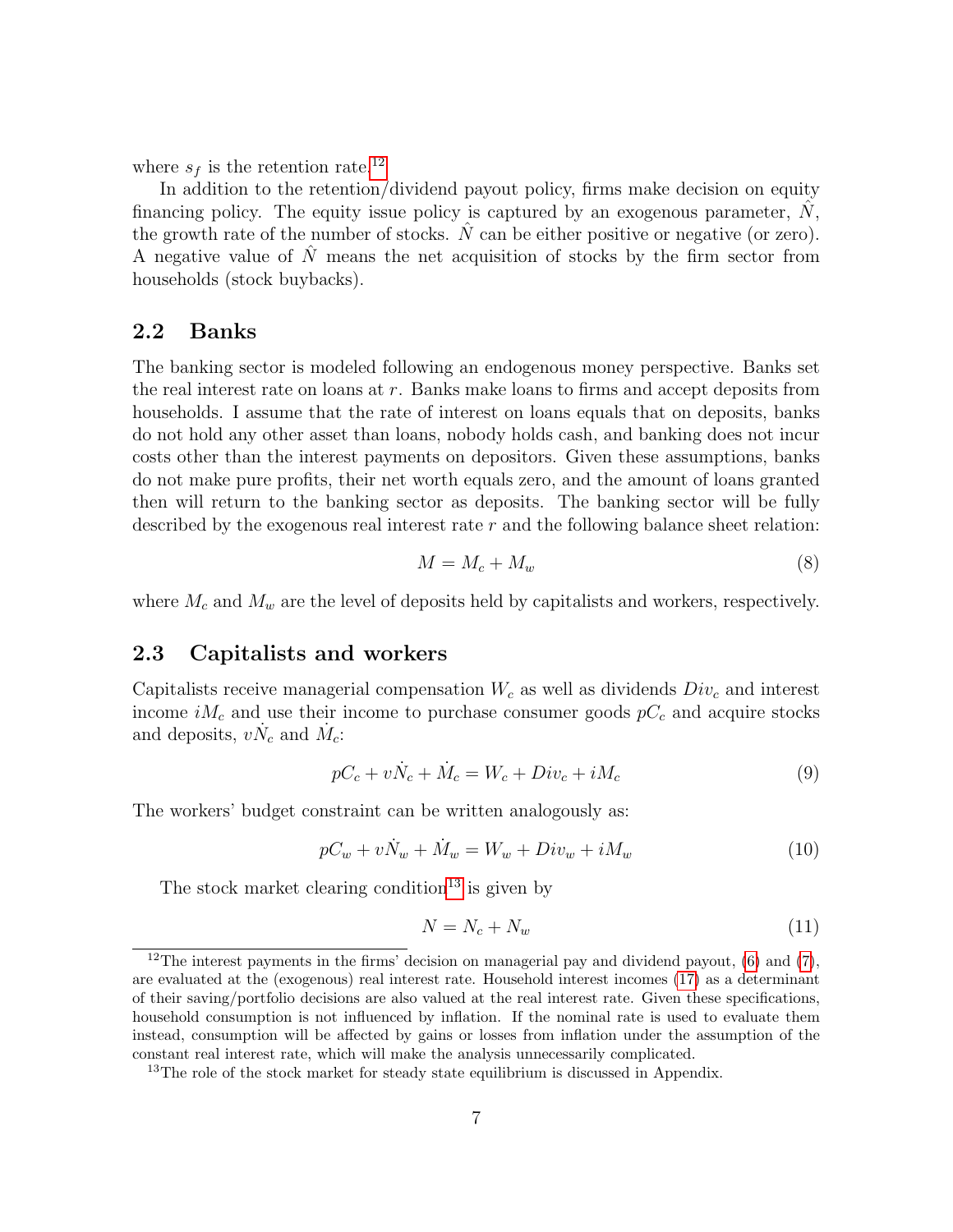where $s_f$ is the retention rate.[12]

In addition to the retention/dividend payout policy, firms make decision on equity financing policy. The equity issue policy is captured by an exogenous parameter, $\hat{N}$, the growth rate of the number of stocks. $\hat{N}$ can be either positive or negative (or zero). A negative value of $\hat{N}$ means the net acquisition of stocks by the firm sector from households (stock buybacks).

## 2.2 Banks

The banking sector is modeled following an endogenous money perspective. Banks set the real interest rate on loans at $r$. Banks make loans to firms and accept deposits from households. I assume that the rate of interest on loans equals that on deposits, banks do not hold any other asset than loans, nobody holds cash, and banking does not incur costs other than the interest payments on depositors. Given these assumptions, banks do not make pure profits, their net worth equals zero, and the amount of loans granted then will return to the banking sector as deposits. The banking sector will be fully described by the exogenous real interest rate $r$ and the following balance sheet relation:

$$M = M_c + M_w \tag{8}$$

where $M_c$ and $M_w$ are the level of deposits held by capitalists and workers, respectively.

## 2.3 Capitalists and workers

Capitalists receive managerial compensation $W_c$ as well as dividends $Div_c$ and interest income $iM_c$ and use their income to purchase consumer goods $pC_c$ and acquire stocks and deposits, $v\dot{N}_c$ and $\dot{M}_c$:

$$pC_c + v\dot{N}_c + \dot{M}_c = W_c + Div_c + iM_c \tag{9}$$

The workers' budget constraint can be written analogously as:

$$pC_w + v\dot{N}_w + \dot{M}_w = W_w + Div_w + iM_w \tag{10}$$

The stock market clearing condition[13] is given by

$$N = N_c + N_w \tag{11}$$

[12] The interest payments in the firms' decision on managerial pay and dividend payout, (6) and (7), are evaluated at the (exogenous) real interest rate. Household interest incomes (17) as a determinant of their saving/portfolio decisions are also valued at the real interest rate. Given these specifications, household consumption is not influenced by inflation. If the nominal rate is used to evaluate them instead, consumption will be affected by gains or losses from inflation under the assumption of the constant real interest rate, which will make the analysis unnecessarily complicated.

[13] The role of the stock market for steady state equilibrium is discussed in Appendix.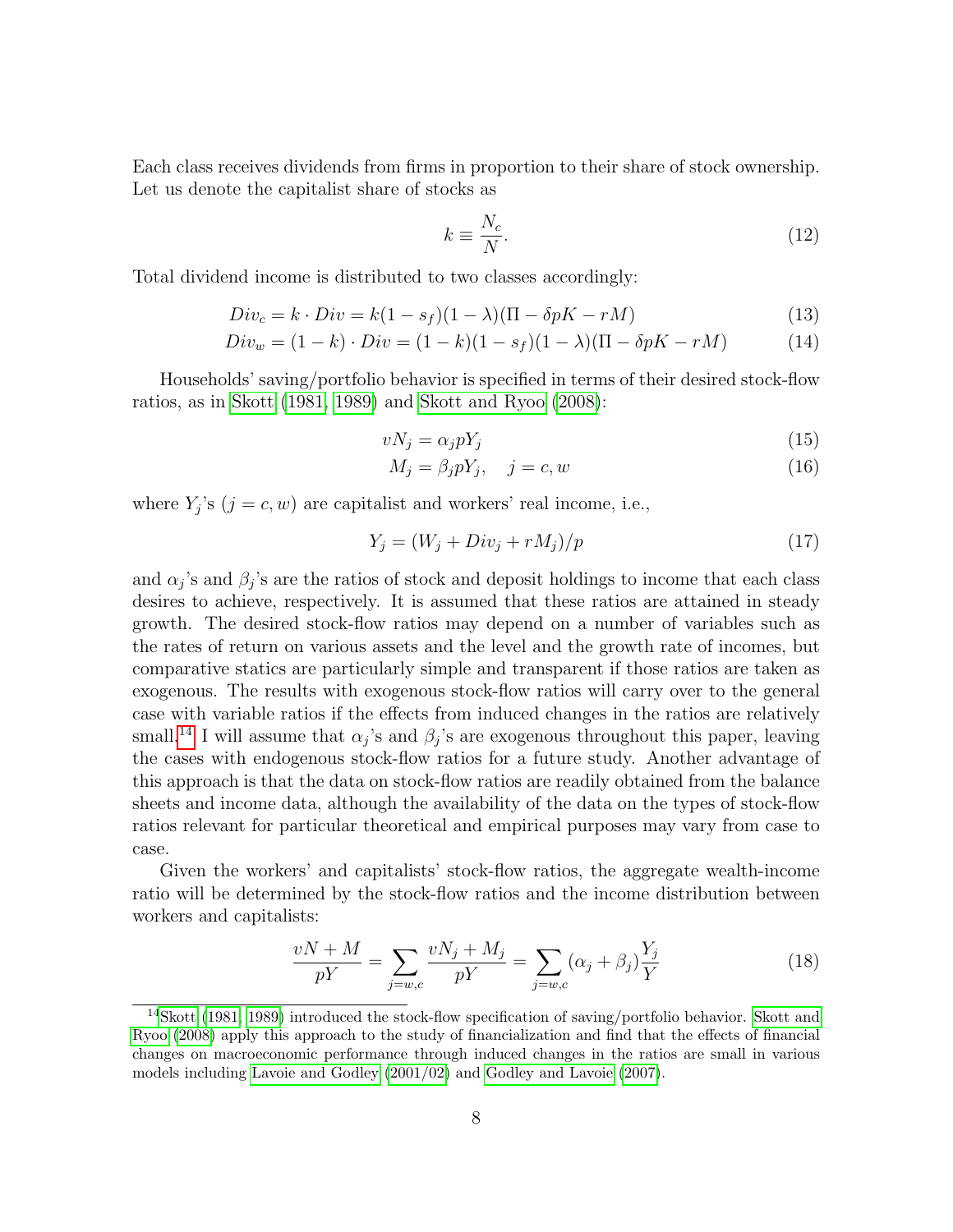Each class receives dividends from firms in proportion to their share of stock ownership. Let us denote the capitalist share of stocks as

$$k \equiv \frac{N_c}{N}. \tag{12}$$

Total dividend income is distributed to two classes accordingly:

$$Div_c = k \cdot Div = k(1 - s_f)(1 - \lambda)(\Pi - \delta pK - rM) \tag{13}$$

$$Div_w = (1 - k) \cdot Div = (1 - k)(1 - s_f)(1 - \lambda)(\Pi - \delta pK - rM) \tag{14}$$

Households' saving/portfolio behavior is specified in terms of their desired stock-flow ratios, as in Skott (1981, 1989) and Skott and Ryoo (2008):

$$vN_j = \alpha_j pY_j \tag{15}$$

$$M_j = \beta_j pY_j, \quad j = c, w \tag{16}$$

where $Y_j$'s ($j = c, w$) are capitalist and workers' real income, i.e.,

$$Y_j = (W_j + Div_j + rM_j)/p \tag{17}$$

and $\alpha_j$'s and $\beta_j$'s are the ratios of stock and deposit holdings to income that each class desires to achieve, respectively. It is assumed that these ratios are attained in steady growth. The desired stock-flow ratios may depend on a number of variables such as the rates of return on various assets and the level and the growth rate of incomes, but comparative statics are particularly simple and transparent if those ratios are taken as exogenous. The results with exogenous stock-flow ratios will carry over to the general case with variable ratios if the effects from induced changes in the ratios are relatively small.[14] I will assume that $\alpha_j$'s and $\beta_j$'s are exogenous throughout this paper, leaving the cases with endogenous stock-flow ratios for a future study. Another advantage of this approach is that the data on stock-flow ratios are readily obtained from the balance sheets and income data, although the availability of the data on the types of stock-flow ratios relevant for particular theoretical and empirical purposes may vary from case to case.

Given the workers' and capitalists' stock-flow ratios, the aggregate wealth-income ratio will be determined by the stock-flow ratios and the income distribution between workers and capitalists:

$$\frac{vN + M}{pY} = \sum_{j=w,c} \frac{vN_j + M_j}{pY} = \sum_{j=w,c} (\alpha_j + \beta_j)\frac{Y_j}{Y} \tag{18}$$

---

[14] Skott (1981, 1989) introduced the stock-flow specification of saving/portfolio behavior. Skott and Ryoo (2008) apply this approach to the study of financialization and find that the effects of financial changes on macroeconomic performance through induced changes in the ratios are small in various models including Lavoie and Godley (2001/02) and Godley and Lavoie (2007).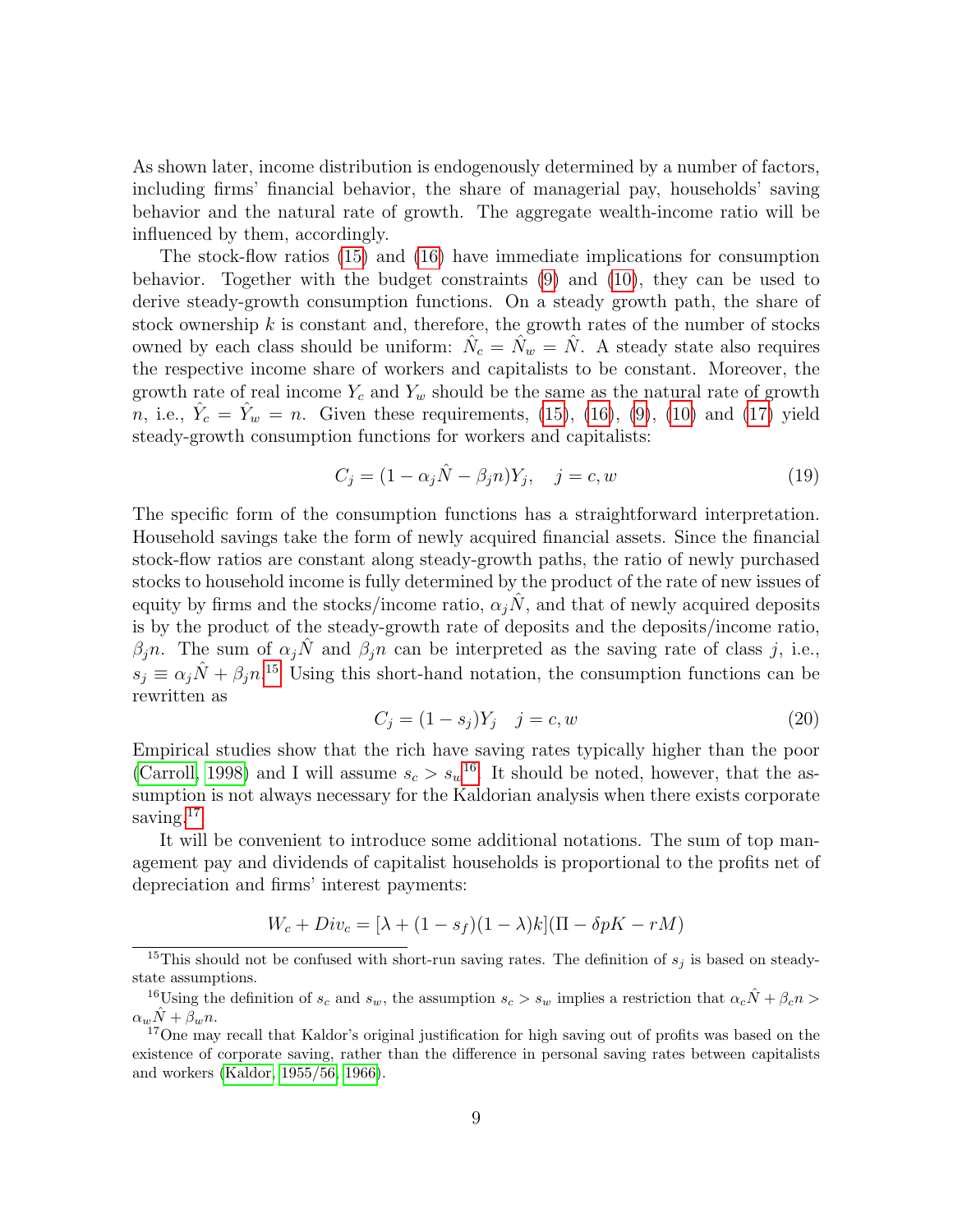As shown later, income distribution is endogenously determined by a number of factors, including firms' financial behavior, the share of managerial pay, households' saving behavior and the natural rate of growth. The aggregate wealth-income ratio will be influenced by them, accordingly.

The stock-flow ratios (15) and (16) have immediate implications for consumption behavior. Together with the budget constraints (9) and (10), they can be used to derive steady-growth consumption functions. On a steady growth path, the share of stock ownership $k$ is constant and, therefore, the growth rates of the number of stocks owned by each class should be uniform: $\hat{N}_c = \hat{N}_w = \hat{N}$. A steady state also requires the respective income share of workers and capitalists to be constant. Moreover, the growth rate of real income $Y_c$ and $Y_w$ should be the same as the natural rate of growth $n$, i.e., $\hat{Y}_c = \hat{Y}_w = n$. Given these requirements, (15), (16), (9), (10) and (17) yield steady-growth consumption functions for workers and capitalists:

$$C_j = (1 - \alpha_j \hat{N} - \beta_j n) Y_j, \quad j = c, w \tag{19}$$

The specific form of the consumption functions has a straightforward interpretation. Household savings take the form of newly acquired financial assets. Since the financial stock-flow ratios are constant along steady-growth paths, the ratio of newly purchased stocks to household income is fully determined by the product of the rate of new issues of equity by firms and the stocks/income ratio, $\alpha_j \hat{N}$, and that of newly acquired deposits is by the product of the steady-growth rate of deposits and the deposits/income ratio, $\beta_j n$. The sum of $\alpha_j \hat{N}$ and $\beta_j n$ can be interpreted as the saving rate of class $j$, i.e., $s_j \equiv \alpha_j \hat{N} + \beta_j n$.[15] Using this short-hand notation, the consumption functions can be rewritten as

$$C_j = (1 - s_j) Y_j \quad j = c, w \tag{20}$$

Empirical studies show that the rich have saving rates typically higher than the poor (Carroll, 1998) and I will assume $s_c > s_w$[16]. It should be noted, however, that the assumption is not always necessary for the Kaldorian analysis when there exists corporate saving.[17]

It will be convenient to introduce some additional notations. The sum of top management pay and dividends of capitalist households is proportional to the profits net of depreciation and firms' interest payments:

$$W_c + Div_c = [\lambda + (1 - s_f)(1 - \lambda)k](\Pi - \delta p K - rM)$$

---

[15] This should not be confused with short-run saving rates. The definition of $s_j$ is based on steady-state assumptions.

[16] Using the definition of $s_c$ and $s_w$, the assumption $s_c > s_w$ implies a restriction that $\alpha_c \hat{N} + \beta_c n > \alpha_w \hat{N} + \beta_w n$.

[17] One may recall that Kaldor's original justification for high saving out of profits was based on the existence of corporate saving, rather than the difference in personal saving rates between capitalists and workers (Kaldor, 1955/56, 1966).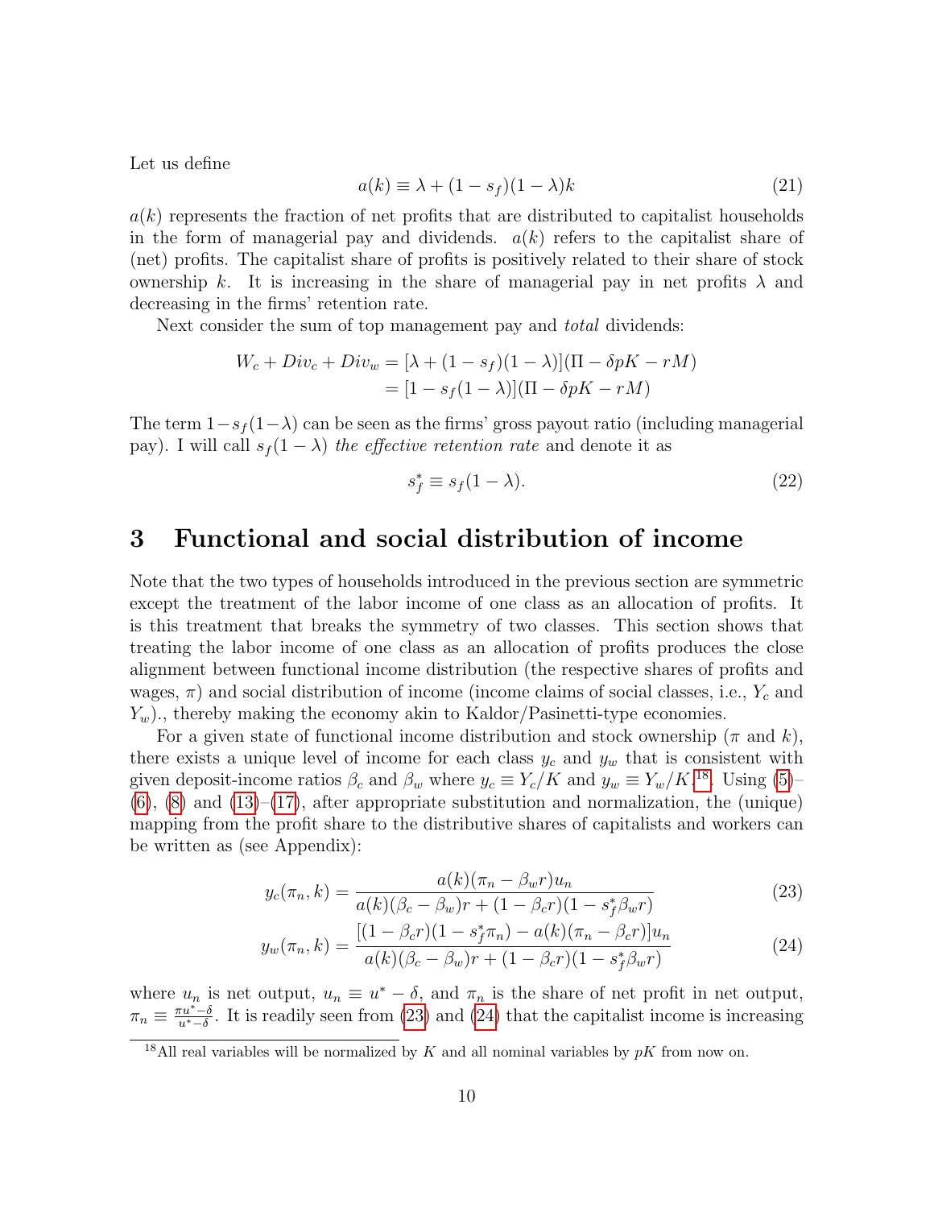Let us define

$$a(k) \equiv \lambda + (1 - s_f)(1 - \lambda)k \tag{21}$$

$a(k)$ represents the fraction of net profits that are distributed to capitalist households in the form of managerial pay and dividends. $a(k)$ refers to the capitalist share of (net) profits. The capitalist share of profits is positively related to their share of stock ownership $k$. It is increasing in the share of managerial pay in net profits $\lambda$ and decreasing in the firms' retention rate.

Next consider the sum of top management pay and *total* dividends:

$$\begin{aligned} W_c + Div_c + Div_w &= [\lambda + (1 - s_f)(1 - \lambda)](\Pi - \delta pK - rM) \\ &= [1 - s_f(1 - \lambda)](\Pi - \delta pK - rM) \end{aligned}$$

The term $1 - s_f(1 - \lambda)$ can be seen as the firms' gross payout ratio (including managerial pay). I will call $s_f(1 - \lambda)$ *the effective retention rate* and denote it as

$$s_f^* \equiv s_f(1 - \lambda). \tag{22}$$

# 3 Functional and social distribution of income

Note that the two types of households introduced in the previous section are symmetric except the treatment of the labor income of one class as an allocation of profits. It is this treatment that breaks the symmetry of two classes. This section shows that treating the labor income of one class as an allocation of profits produces the close alignment between functional income distribution (the respective shares of profits and wages, $\pi$) and social distribution of income (income claims of social classes, i.e., $Y_c$ and $Y_w$)., thereby making the economy akin to Kaldor/Pasinetti-type economies.

For a given state of functional income distribution and stock ownership ($\pi$ and $k$), there exists a unique level of income for each class $y_c$ and $y_w$ that is consistent with given deposit-income ratios $\beta_c$ and $\beta_w$ where $y_c \equiv Y_c/K$ and $y_w \equiv Y_w/K$.[18]. Using (5)–(6), (8) and (13)–(17), after appropriate substitution and normalization, the (unique) mapping from the profit share to the distributive shares of capitalists and workers can be written as (see Appendix):

$$y_c(\pi_n, k) = \frac{a(k)(\pi_n - \beta_w r)u_n}{a(k)(\beta_c - \beta_w)r + (1 - \beta_c r)(1 - s_f^* \beta_w r)} \tag{23}$$

$$y_w(\pi_n, k) = \frac{[(1 - \beta_c r)(1 - s_f^* \pi_n) - a(k)(\pi_n - \beta_c r)]u_n}{a(k)(\beta_c - \beta_w)r + (1 - \beta_c r)(1 - s_f^* \beta_w r)} \tag{24}$$

where $u_n$ is net output, $u_n \equiv u^* - \delta$, and $\pi_n$ is the share of net profit in net output, $\pi_n \equiv \frac{\pi u^* - \delta}{u^* - \delta}$. It is readily seen from (23) and (24) that the capitalist income is increasing

[18] All real variables will be normalized by $K$ and all nominal variables by $pK$ from now on.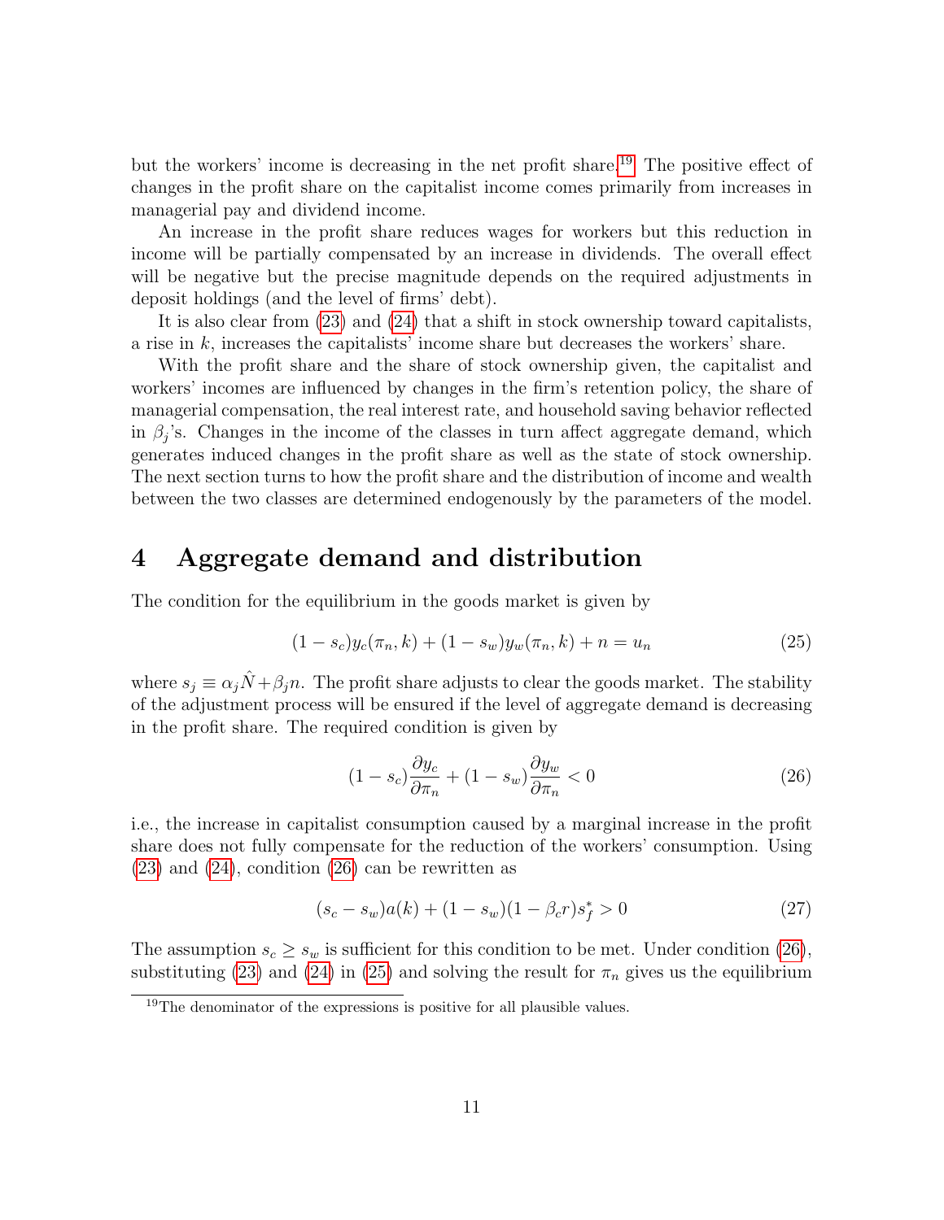but the workers' income is decreasing in the net profit share.[19] The positive effect of changes in the profit share on the capitalist income comes primarily from increases in managerial pay and dividend income.

An increase in the profit share reduces wages for workers but this reduction in income will be partially compensated by an increase in dividends. The overall effect will be negative but the precise magnitude depends on the required adjustments in deposit holdings (and the level of firms' debt).

It is also clear from (23) and (24) that a shift in stock ownership toward capitalists, a rise in $k$, increases the capitalists' income share but decreases the workers' share.

With the profit share and the share of stock ownership given, the capitalist and workers' incomes are influenced by changes in the firm's retention policy, the share of managerial compensation, the real interest rate, and household saving behavior reflected in $\beta_j$'s. Changes in the income of the classes in turn affect aggregate demand, which generates induced changes in the profit share as well as the state of stock ownership. The next section turns to how the profit share and the distribution of income and wealth between the two classes are determined endogenously by the parameters of the model.

# 4 Aggregate demand and distribution

The condition for the equilibrium in the goods market is given by

$$(1 - s_c)y_c(\pi_n, k) + (1 - s_w)y_w(\pi_n, k) + n = u_n \tag{25}$$

where $s_j \equiv \alpha_j \hat{N} + \beta_j n$. The profit share adjusts to clear the goods market. The stability of the adjustment process will be ensured if the level of aggregate demand is decreasing in the profit share. The required condition is given by

$$(1 - s_c)\frac{\partial y_c}{\partial \pi_n} + (1 - s_w)\frac{\partial y_w}{\partial \pi_n} < 0 \tag{26}$$

i.e., the increase in capitalist consumption caused by a marginal increase in the profit share does not fully compensate for the reduction of the workers' consumption. Using (23) and (24), condition (26) can be rewritten as

$$(s_c - s_w)a(k) + (1 - s_w)(1 - \beta_c r)s_f^* > 0 \tag{27}$$

The assumption $s_c \geq s_w$ is sufficient for this condition to be met. Under condition (26), substituting (23) and (24) in (25) and solving the result for $\pi_n$ gives us the equilibrium

[19] The denominator of the expressions is positive for all plausible values.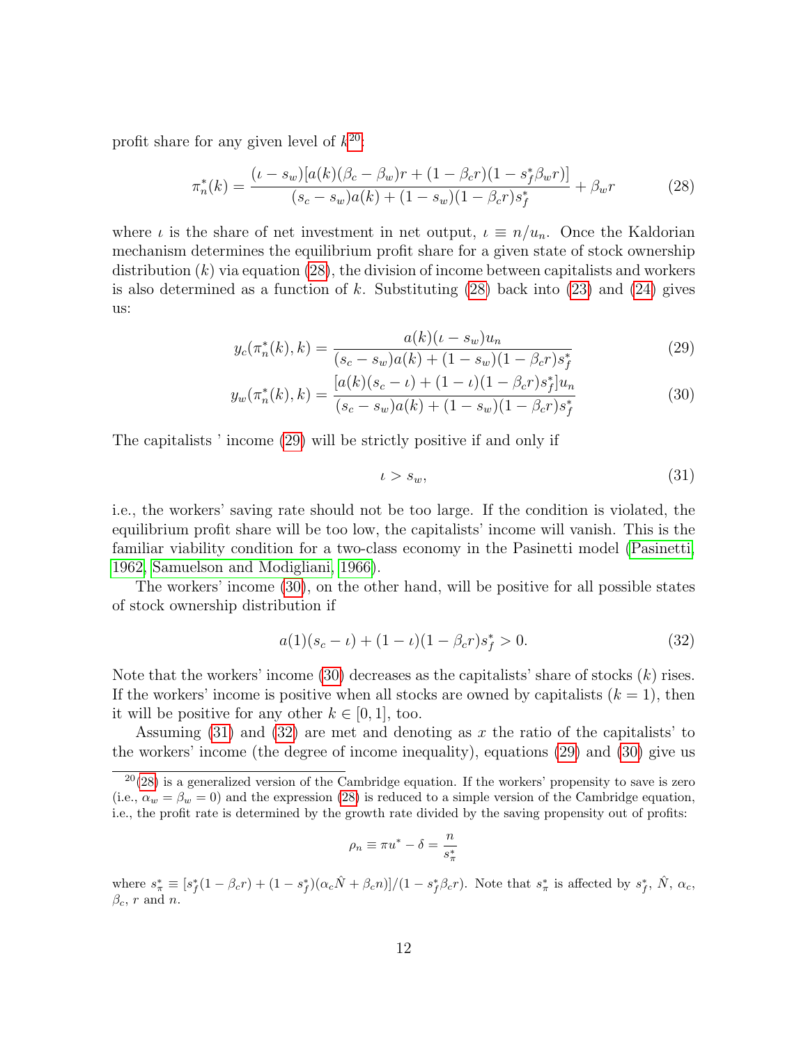profit share for any given level of $k$[20]:

$$\pi_n^*(k) = \frac{(\iota - s_w)[a(k)(\beta_c - \beta_w)r + (1-\beta_c r)(1 - s_f^* \beta_w r)]}{(s_c - s_w)a(k) + (1-s_w)(1-\beta_c r)s_f^*} + \beta_w r \tag{28}$$

where $\iota$ is the share of net investment in net output, $\iota \equiv n/u_n$. Once the Kaldorian mechanism determines the equilibrium profit share for a given state of stock ownership distribution ($k$) via equation (28), the division of income between capitalists and workers is also determined as a function of $k$. Substituting (28) back into (23) and (24) gives us:

$$y_c(\pi_n^*(k), k) = \frac{a(k)(\iota - s_w)u_n}{(s_c - s_w)a(k) + (1-s_w)(1-\beta_c r)s_f^*} \tag{29}$$

$$y_w(\pi_n^*(k), k) = \frac{[a(k)(s_c - \iota) + (1-\iota)(1-\beta_c r)s_f^*]u_n}{(s_c - s_w)a(k) + (1-s_w)(1-\beta_c r)s_f^*} \tag{30}$$

The capitalists ' income (29) will be strictly positive if and only if

$$\iota > s_w, \tag{31}$$

i.e., the workers' saving rate should not be too large. If the condition is violated, the equilibrium profit share will be too low, the capitalists' income will vanish. This is the familiar viability condition for a two-class economy in the Pasinetti model (Pasinetti, 1962, Samuelson and Modigliani, 1966).

The workers' income (30), on the other hand, will be positive for all possible states of stock ownership distribution if

$$a(1)(s_c - \iota) + (1-\iota)(1-\beta_c r)s_f^* > 0. \tag{32}$$

Note that the workers' income (30) decreases as the capitalists' share of stocks ($k$) rises. If the workers' income is positive when all stocks are owned by capitalists ($k = 1$), then it will be positive for any other $k \in [0, 1]$, too.

Assuming (31) and (32) are met and denoting as $x$ the ratio of the capitalists' to the workers' income (the degree of income inequality), equations (29) and (30) give us

---

[20] (28) is a generalized version of the Cambridge equation. If the workers' propensity to save is zero (i.e., $\alpha_w = \beta_w = 0$) and the expression (28) is reduced to a simple version of the Cambridge equation, i.e., the profit rate is determined by the growth rate divided by the saving propensity out of profits:

$$\rho_n \equiv \pi u^* - \delta = \frac{n}{s_\pi^*}$$

where $s_\pi^* \equiv [s_f^*(1-\beta_c r) + (1-s_f^*)(\alpha_c \hat{N} + \beta_c n)]/(1 - s_f^* \beta_c r)$. Note that $s_\pi^*$ is affected by $s_f^*$, $\hat{N}$, $\alpha_c$, $\beta_c$, $r$ and $n$.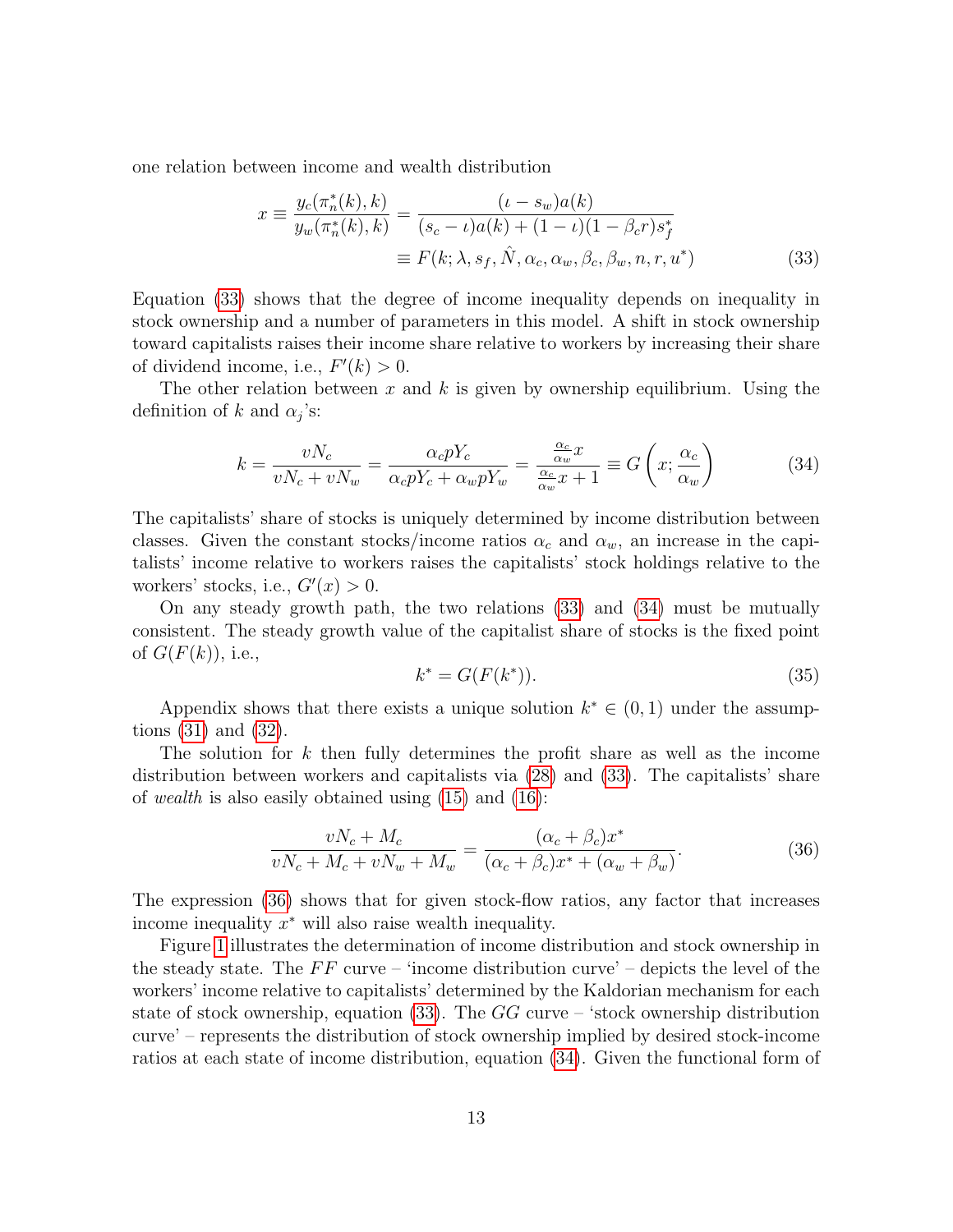one relation between income and wealth distribution

$$x \equiv \frac{y_c(\pi_n^*(k), k)}{y_w(\pi_n^*(k), k)} = \frac{(\iota - s_w)a(k)}{(s_c - \iota)a(k) + (1-\iota)(1-\beta_c r)s_f^*} \equiv F(k; \lambda, s_f, \hat{N}, \alpha_c, \alpha_w, \beta_c, \beta_w, n, r, u^*) \tag{33}$$

Equation (33) shows that the degree of income inequality depends on inequality in stock ownership and a number of parameters in this model. A shift in stock ownership toward capitalists raises their income share relative to workers by increasing their share of dividend income, i.e., $F'(k) > 0$.

The other relation between $x$ and $k$ is given by ownership equilibrium. Using the definition of $k$ and $\alpha_j$'s:

$$k = \frac{vN_c}{vN_c + vN_w} = \frac{\alpha_c pY_c}{\alpha_c pY_c + \alpha_w pY_w} = \frac{\frac{\alpha_c}{\alpha_w}x}{\frac{\alpha_c}{\alpha_w}x + 1} \equiv G\left(x; \frac{\alpha_c}{\alpha_w}\right) \tag{34}$$

The capitalists' share of stocks is uniquely determined by income distribution between classes. Given the constant stocks/income ratios $\alpha_c$ and $\alpha_w$, an increase in the capitalists' income relative to workers raises the capitalists' stock holdings relative to the workers' stocks, i.e., $G'(x) > 0$.

On any steady growth path, the two relations (33) and (34) must be mutually consistent. The steady growth value of the capitalist share of stocks is the fixed point of $G(F(k))$, i.e.,

$$k^* = G(F(k^*)). \tag{35}$$

Appendix shows that there exists a unique solution $k^* \in (0, 1)$ under the assumptions (31) and (32).

The solution for $k$ then fully determines the profit share as well as the income distribution between workers and capitalists via (28) and (33). The capitalists' share of *wealth* is also easily obtained using (15) and (16):

$$\frac{vN_c + M_c}{vN_c + M_c + vN_w + M_w} = \frac{(\alpha_c + \beta_c)x^*}{(\alpha_c + \beta_c)x^* + (\alpha_w + \beta_w)}. \tag{36}$$

The expression (36) shows that for given stock-flow ratios, any factor that increases income inequality $x^*$ will also raise wealth inequality.

Figure 1 illustrates the determination of income distribution and stock ownership in the steady state. The $FF$ curve – 'income distribution curve' – depicts the level of the workers' income relative to capitalists' determined by the Kaldorian mechanism for each state of stock ownership, equation (33). The $GG$ curve – 'stock ownership distribution curve' – represents the distribution of stock ownership implied by desired stock-income ratios at each state of income distribution, equation (34). Given the functional form of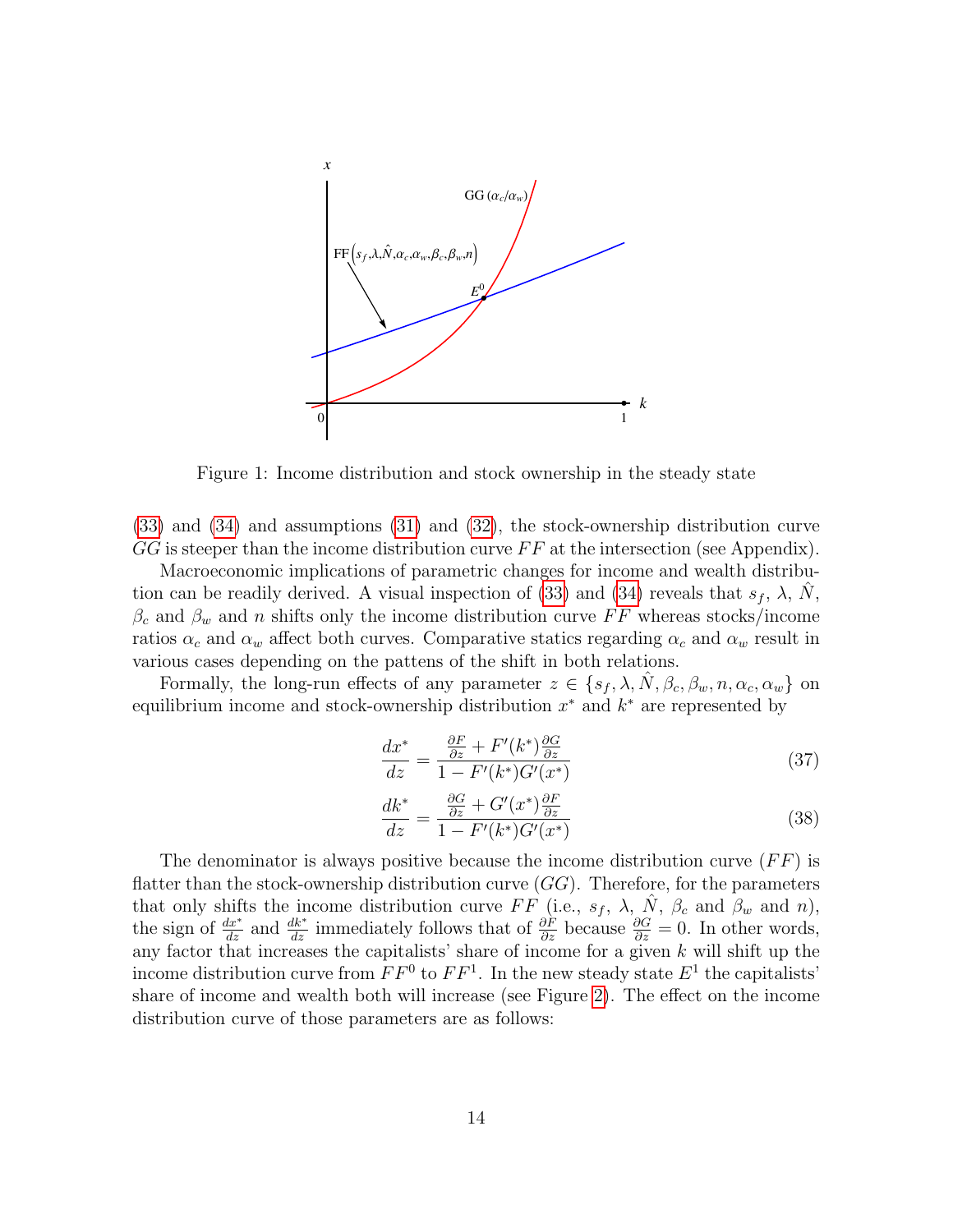Figure 1: Income distribution and stock ownership in the steady state

(33) and (34) and assumptions (31) and (32), the stock-ownership distribution curve $GG$ is steeper than the income distribution curve $FF$ at the intersection (see Appendix).

Macroeconomic implications of parametric changes for income and wealth distribution can be readily derived. A visual inspection of (33) and (34) reveals that $s_f$, $\lambda$, $\hat{N}$, $\beta_c$ and $\beta_w$ and $n$ shifts only the income distribution curve $FF$ whereas stocks/income ratios $\alpha_c$ and $\alpha_w$ affect both curves. Comparative statics regarding $\alpha_c$ and $\alpha_w$ result in various cases depending on the pattens of the shift in both relations.

Formally, the long-run effects of any parameter $z \in \{s_f, \lambda, \hat{N}, \beta_c, \beta_w, n, \alpha_c, \alpha_w\}$ on equilibrium income and stock-ownership distribution $x^*$ and $k^*$ are represented by

$$\frac{dx^*}{dz} = \frac{\frac{\partial F}{\partial z} + F'(k^*)\frac{\partial G}{\partial z}}{1 - F'(k^*)G'(x^*)} \tag{37}$$

$$\frac{dk^*}{dz} = \frac{\frac{\partial G}{\partial z} + G'(x^*)\frac{\partial F}{\partial z}}{1 - F'(k^*)G'(x^*)} \tag{38}$$

The denominator is always positive because the income distribution curve ($FF$) is flatter than the stock-ownership distribution curve ($GG$). Therefore, for the parameters that only shifts the income distribution curve $FF$ (i.e., $s_f$, $\lambda$, $\hat{N}$, $\beta_c$ and $\beta_w$ and $n$), the sign of $\frac{dx^*}{dz}$ and $\frac{dk^*}{dz}$ immediately follows that of $\frac{\partial F}{\partial z}$ because $\frac{\partial G}{\partial z} = 0$. In other words, any factor that increases the capitalists' share of income for a given $k$ will shift up the income distribution curve from $FF^0$ to $FF^1$. In the new steady state $E^1$ the capitalists' share of income and wealth both will increase (see Figure 2). The effect on the income distribution curve of those parameters are as follows: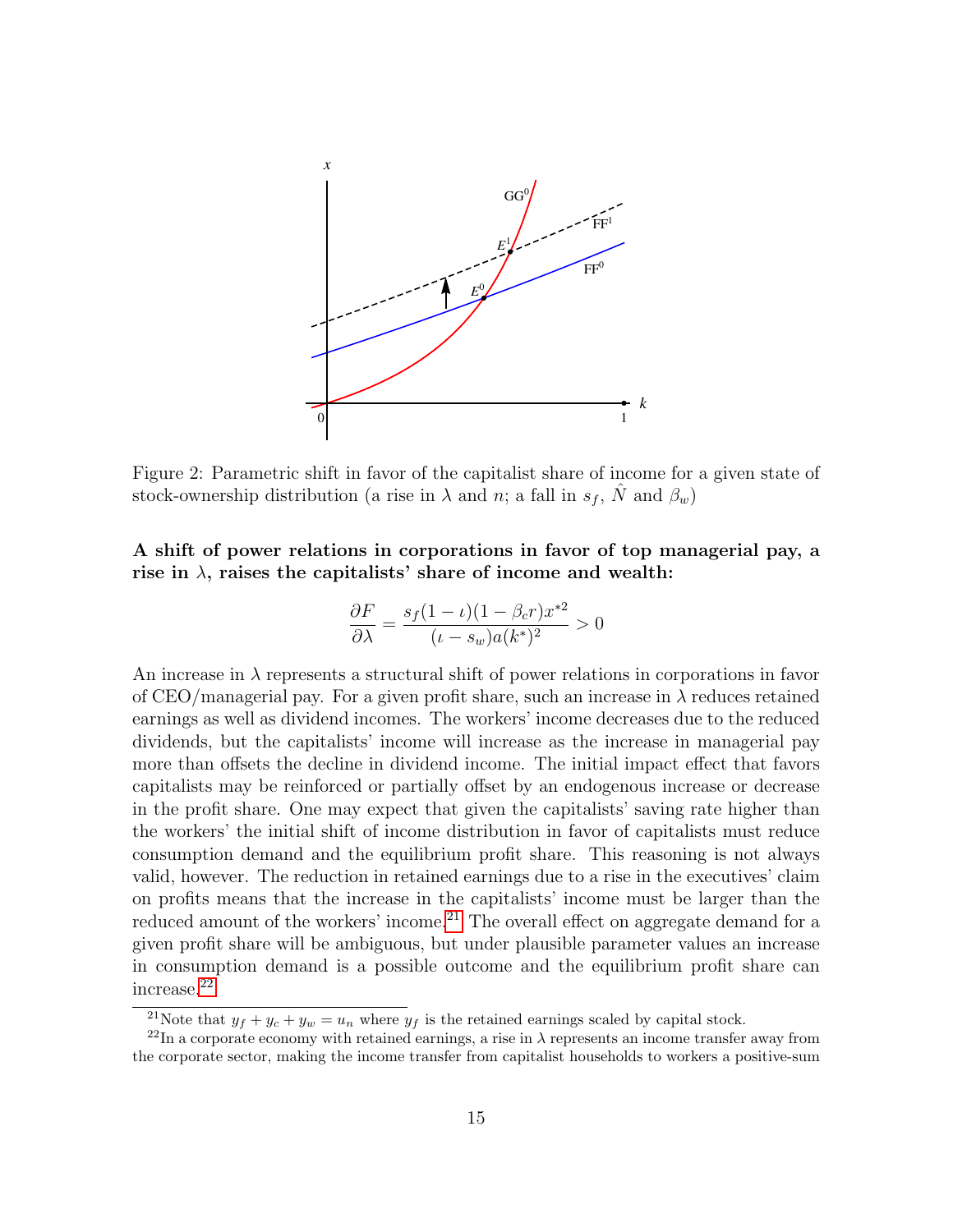Figure 2: Parametric shift in favor of the capitalist share of income for a given state of stock-ownership distribution (a rise in $\lambda$ and $n$; a fall in $s_f$, $\hat{N}$ and $\beta_w$)

**A shift of power relations in corporations in favor of top managerial pay, a rise in $\lambda$, raises the capitalists' share of income and wealth:**

$$\frac{\partial F}{\partial \lambda} = \frac{s_f(1-\iota)(1-\beta_c r)x^{*2}}{(\iota - s_w)a(k^*)^2} > 0$$

An increase in $\lambda$ represents a structural shift of power relations in corporations in favor of CEO/managerial pay. For a given profit share, such an increase in $\lambda$ reduces retained earnings as well as dividend incomes. The workers' income decreases due to the reduced dividends, but the capitalists' income will increase as the increase in managerial pay more than offsets the decline in dividend income. The initial impact effect that favors capitalists may be reinforced or partially offset by an endogenous increase or decrease in the profit share. One may expect that given the capitalists' saving rate higher than the workers' the initial shift of income distribution in favor of capitalists must reduce consumption demand and the equilibrium profit share. This reasoning is not always valid, however. The reduction in retained earnings due to a rise in the executives' claim on profits means that the increase in the capitalists' income must be larger than the reduced amount of the workers' income.[21] The overall effect on aggregate demand for a given profit share will be ambiguous, but under plausible parameter values an increase in consumption demand is a possible outcome and the equilibrium profit share can increase.[22]

[21] Note that $y_f + y_c + y_w = u_n$ where $y_f$ is the retained earnings scaled by capital stock.

[22] In a corporate economy with retained earnings, a rise in $\lambda$ represents an income transfer away from the corporate sector, making the income transfer from capitalist households to workers a positive-sum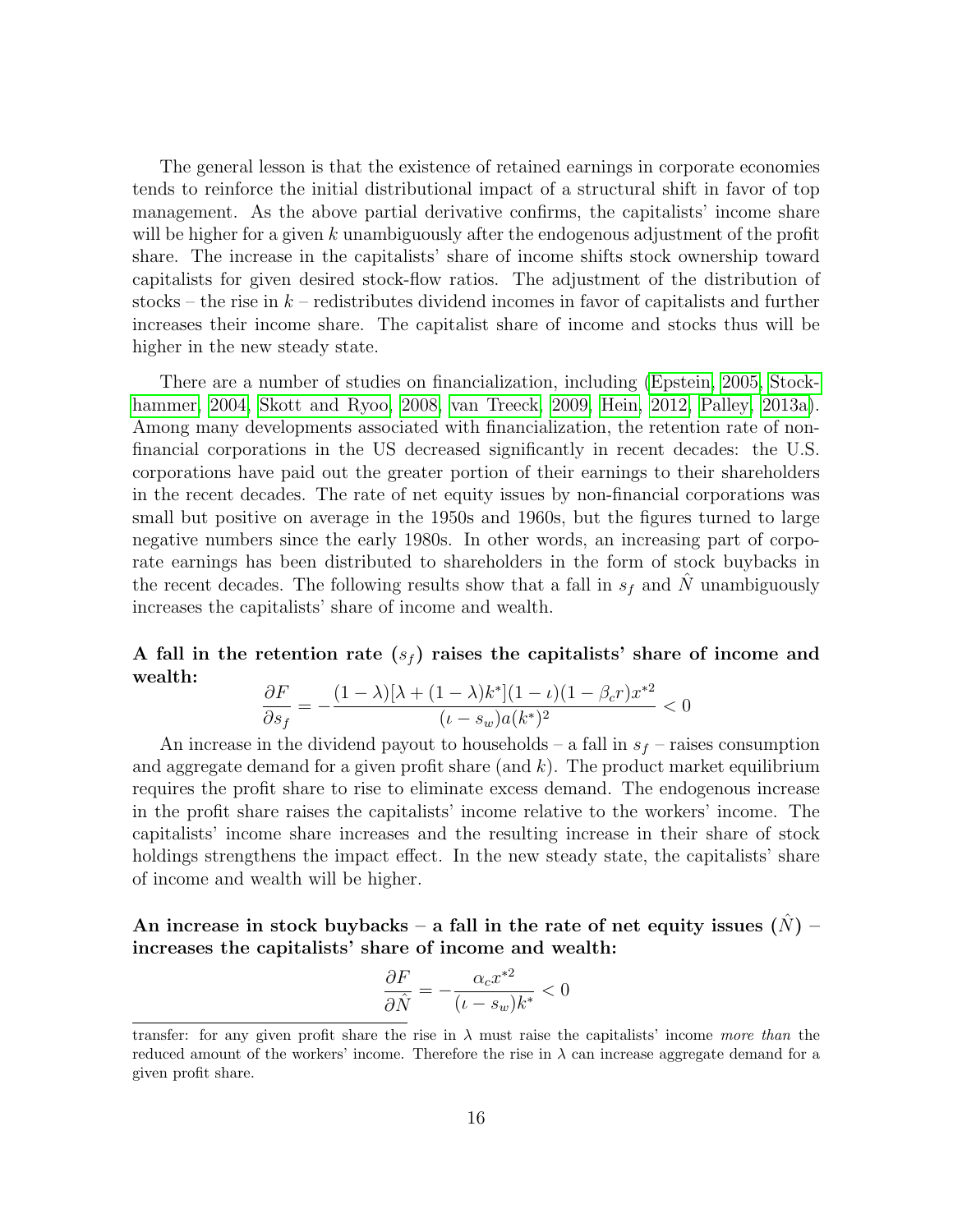The general lesson is that the existence of retained earnings in corporate economies tends to reinforce the initial distributional impact of a structural shift in favor of top management. As the above partial derivative confirms, the capitalists' income share will be higher for a given $k$ unambiguously after the endogenous adjustment of the profit share. The increase in the capitalists' share of income shifts stock ownership toward capitalists for given desired stock-flow ratios. The adjustment of the distribution of stocks – the rise in $k$ – redistributes dividend incomes in favor of capitalists and further increases their income share. The capitalist share of income and stocks thus will be higher in the new steady state.

There are a number of studies on financialization, including (Epstein, 2005, Stockhammer, 2004, Skott and Ryoo, 2008, van Treeck, 2009, Hein, 2012, Palley, 2013a). Among many developments associated with financialization, the retention rate of non-financial corporations in the US decreased significantly in recent decades: the U.S. corporations have paid out the greater portion of their earnings to their shareholders in the recent decades. The rate of net equity issues by non-financial corporations was small but positive on average in the 1950s and 1960s, but the figures turned to large negative numbers since the early 1980s. In other words, an increasing part of corporate earnings has been distributed to shareholders in the form of stock buybacks in the recent decades. The following results show that a fall in $s_f$ and $\hat{N}$ unambiguously increases the capitalists' share of income and wealth.

**A fall in the retention rate ($s_f$) raises the capitalists' share of income and wealth:**

$$\frac{\partial F}{\partial s_f} = -\frac{(1-\lambda)[\lambda + (1-\lambda)k^*](1-\iota)(1-\beta_c r)x^{*2}}{(\iota - s_w)a(k^*)^2} < 0$$

An increase in the dividend payout to households – a fall in $s_f$ – raises consumption and aggregate demand for a given profit share (and $k$). The product market equilibrium requires the profit share to rise to eliminate excess demand. The endogenous increase in the profit share raises the capitalists' income relative to the workers' income. The capitalists' income share increases and the resulting increase in their share of stock holdings strengthens the impact effect. In the new steady state, the capitalists' share of income and wealth will be higher.

**An increase in stock buybacks – a fall in the rate of net equity issues ($\hat{N}$) – increases the capitalists' share of income and wealth:**

$$\frac{\partial F}{\partial \hat{N}} = -\frac{\alpha_c x^{*2}}{(\iota - s_w)k^*} < 0$$

transfer: for any given profit share the rise in $\lambda$ must raise the capitalists' income *more than* the reduced amount of the workers' income. Therefore the rise in $\lambda$ can increase aggregate demand for a given profit share.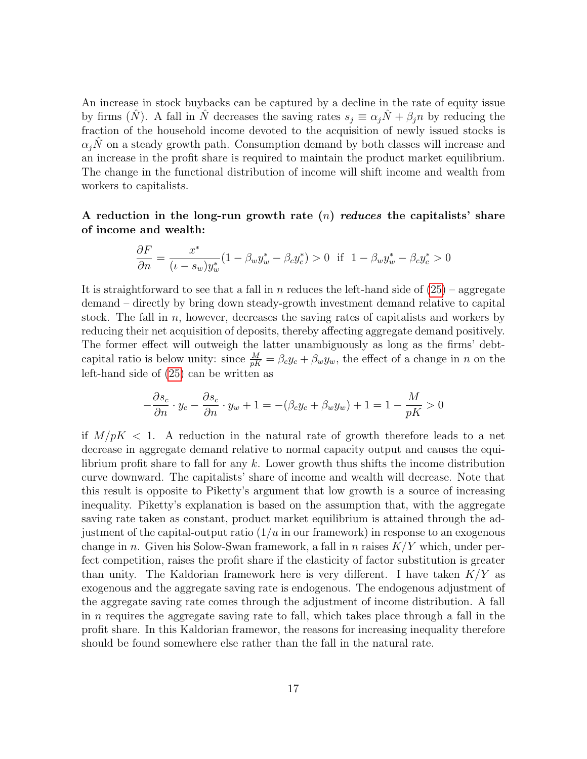An increase in stock buybacks can be captured by a decline in the rate of equity issue by firms ($\hat{N}$). A fall in $\hat{N}$ decreases the saving rates $s_j \equiv \alpha_j \hat{N} + \beta_j n$ by reducing the fraction of the household income devoted to the acquisition of newly issued stocks is $\alpha_j \hat{N}$ on a steady growth path. Consumption demand by both classes will increase and an increase in the profit share is required to maintain the product market equilibrium. The change in the functional distribution of income will shift income and wealth from workers to capitalists.

**A reduction in the long-run growth rate ($n$) *reduces* the capitalists' share of income and wealth:**

$$\frac{\partial F}{\partial n} = \frac{x^*}{(\iota - s_w)y_w^*}(1 - \beta_w y_w^* - \beta_c y_c^*) > 0 \text{ if } 1 - \beta_w y_w^* - \beta_c y_c^* > 0$$

It is straightforward to see that a fall in $n$ reduces the left-hand side of (25) – aggregate demand – directly by bring down steady-growth investment demand relative to capital stock. The fall in $n$, however, decreases the saving rates of capitalists and workers by reducing their net acquisition of deposits, thereby affecting aggregate demand positively. The former effect will outweigh the latter unambiguously as long as the firms' debt-capital ratio is below unity: since $\frac{M}{pK} = \beta_c y_c + \beta_w y_w$, the effect of a change in $n$ on the left-hand side of (25) can be written as

$$-\frac{\partial s_c}{\partial n} \cdot y_c - \frac{\partial s_c}{\partial n} \cdot y_w + 1 = -(\beta_c y_c + \beta_w y_w) + 1 = 1 - \frac{M}{pK} > 0$$

if $M/pK < 1$. A reduction in the natural rate of growth therefore leads to a net decrease in aggregate demand relative to normal capacity output and causes the equilibrium profit share to fall for any $k$. Lower growth thus shifts the income distribution curve downward. The capitalists' share of income and wealth will decrease. Note that this result is opposite to Piketty's argument that low growth is a source of increasing inequality. Piketty's explanation is based on the assumption that, with the aggregate saving rate taken as constant, product market equilibrium is attained through the adjustment of the capital-output ratio ($1/u$ in our framework) in response to an exogenous change in $n$. Given his Solow-Swan framework, a fall in $n$ raises $K/Y$ which, under perfect competition, raises the profit share if the elasticity of factor substitution is greater than unity. The Kaldorian framework here is very different. I have taken $K/Y$ as exogenous and the aggregate saving rate is endogenous. The endogenous adjustment of the aggregate saving rate comes through the adjustment of income distribution. A fall in $n$ requires the aggregate saving rate to fall, which takes place through a fall in the profit share. In this Kaldorian framewor, the reasons for increasing inequality therefore should be found somewhere else rather than the fall in the natural rate.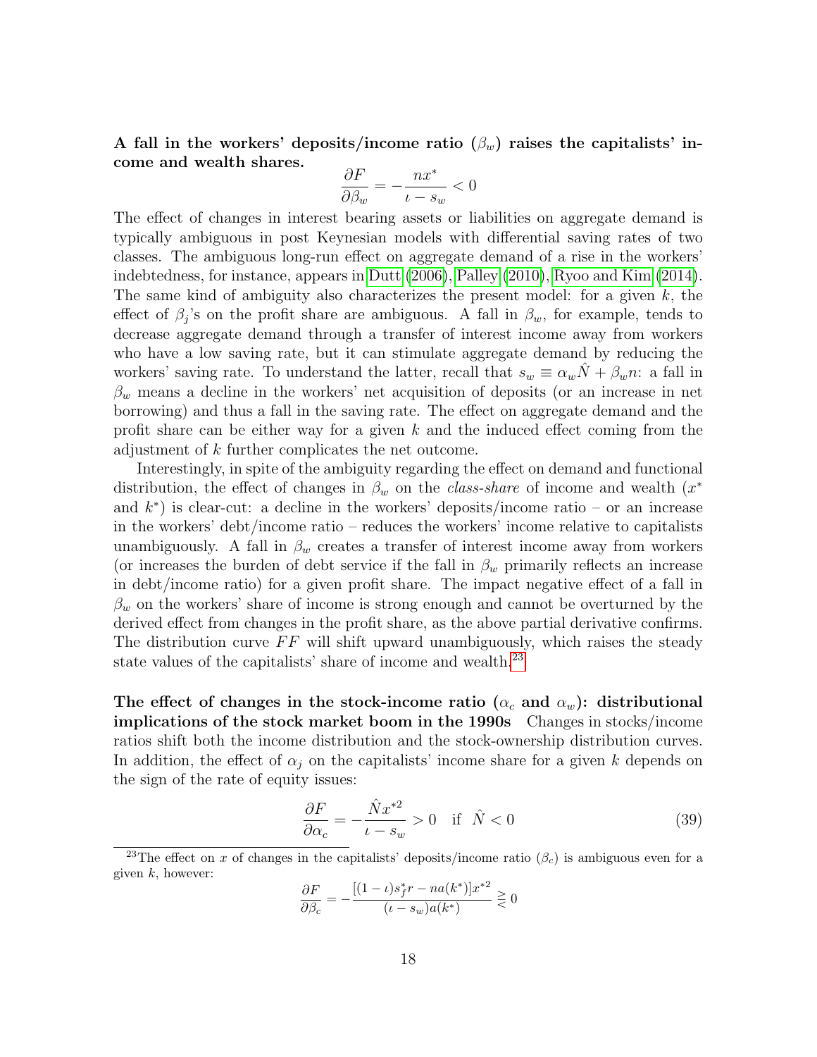**A fall in the workers' deposits/income ratio ($\beta_w$) raises the capitalists' income and wealth shares.**

$$\frac{\partial F}{\partial \beta_w} = -\frac{nx^*}{\iota - s_w} < 0$$

The effect of changes in interest bearing assets or liabilities on aggregate demand is typically ambiguous in post Keynesian models with differential saving rates of two classes. The ambiguous long-run effect on aggregate demand of a rise in the workers' indebtedness, for instance, appears in Dutt (2006), Palley (2010), Ryoo and Kim (2014). The same kind of ambiguity also characterizes the present model: for a given $k$, the effect of $\beta_j$'s on the profit share are ambiguous. A fall in $\beta_w$, for example, tends to decrease aggregate demand through a transfer of interest income away from workers who have a low saving rate, but it can stimulate aggregate demand by reducing the workers' saving rate. To understand the latter, recall that $s_w \equiv \alpha_w \hat{N} + \beta_w n$: a fall in $\beta_w$ means a decline in the workers' net acquisition of deposits (or an increase in net borrowing) and thus a fall in the saving rate. The effect on aggregate demand and the profit share can be either way for a given $k$ and the induced effect coming from the adjustment of $k$ further complicates the net outcome.

Interestingly, in spite of the ambiguity regarding the effect on demand and functional distribution, the effect of changes in $\beta_w$ on the *class-share* of income and wealth ($x^*$ and $k^*$) is clear-cut: a decline in the workers' deposits/income ratio – or an increase in the workers' debt/income ratio – reduces the workers' income relative to capitalists unambiguously. A fall in $\beta_w$ creates a transfer of interest income away from workers (or increases the burden of debt service if the fall in $\beta_w$ primarily reflects an increase in debt/income ratio) for a given profit share. The impact negative effect of a fall in $\beta_w$ on the workers' share of income is strong enough and cannot be overturned by the derived effect from changes in the profit share, as the above partial derivative confirms. The distribution curve $FF$ will shift upward unambiguously, which raises the steady state values of the capitalists' share of income and wealth.[23]

**The effect of changes in the stock-income ratio ($\alpha_c$ and $\alpha_w$): distributional implications of the stock market boom in the 1990s** Changes in stocks/income ratios shift both the income distribution and the stock-ownership distribution curves. In addition, the effect of $\alpha_j$ on the capitalists' income share for a given $k$ depends on the sign of the rate of equity issues:

$$\frac{\partial F}{\partial \alpha_c} = -\frac{\hat{N} x^{*2}}{\iota - s_w} > 0 \quad \text{if} \quad \hat{N} < 0 \tag{39}$$

[23] The effect on $x$ of changes in the capitalists' deposits/income ratio ($\beta_c$) is ambiguous even for a given $k$, however:

$$\frac{\partial F}{\partial \beta_c} = -\frac{[(1-\iota)s_f^* r - na(k^*)]x^{*2}}{(\iota - s_w)a(k^*)} \gtreqless 0$$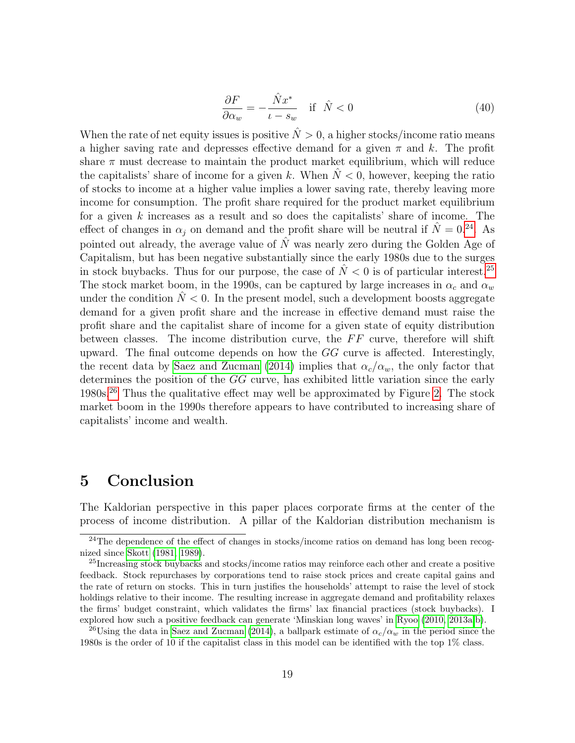$$\frac{\partial F}{\partial \alpha_w} = -\frac{\hat{N}x^*}{\iota - s_w} \quad \text{if} \;\; \hat{N} < 0 \tag{40}$$

When the rate of net equity issues is positive $\hat{N} > 0$, a higher stocks/income ratio means a higher saving rate and depresses effective demand for a given $\pi$ and $k$. The profit share $\pi$ must decrease to maintain the product market equilibrium, which will reduce the capitalists' share of income for a given $k$. When $\hat{N} < 0$, however, keeping the ratio of stocks to income at a higher value implies a lower saving rate, thereby leaving more income for consumption. The profit share required for the product market equilibrium for a given $k$ increases as a result and so does the capitalists' share of income. The effect of changes in $\alpha_j$ on demand and the profit share will be neutral if $\hat{N} = 0$.[24] As pointed out already, the average value of $\hat{N}$ was nearly zero during the Golden Age of Capitalism, but has been negative substantially since the early 1980s due to the surges in stock buybacks. Thus for our purpose, the case of $\hat{N} < 0$ is of particular interest.[25] The stock market boom, in the 1990s, can be captured by large increases in $\alpha_c$ and $\alpha_w$ under the condition $\hat{N} < 0$. In the present model, such a development boosts aggregate demand for a given profit share and the increase in effective demand must raise the profit share and the capitalist share of income for a given state of equity distribution between classes. The income distribution curve, the $FF$ curve, therefore will shift upward. The final outcome depends on how the $GG$ curve is affected. Interestingly, the recent data by Saez and Zucman (2014) implies that $\alpha_c/\alpha_w$, the only factor that determines the position of the $GG$ curve, has exhibited little variation since the early 1980s.[26] Thus the qualitative effect may well be approximated by Figure 2. The stock market boom in the 1990s therefore appears to have contributed to increasing share of capitalists' income and wealth.

# 5 Conclusion

The Kaldorian perspective in this paper places corporate firms at the center of the process of income distribution. A pillar of the Kaldorian distribution mechanism is

[24] The dependence of the effect of changes in stocks/income ratios on demand has long been recognized since Skott (1981, 1989).

[25] Increasing stock buybacks and stocks/income ratios may reinforce each other and create a positive feedback. Stock repurchases by corporations tend to raise stock prices and create capital gains and the rate of return on stocks. This in turn justifies the households' attempt to raise the level of stock holdings relative to their income. The resulting increase in aggregate demand and profitability relaxes the firms' budget constraint, which validates the firms' lax financial practices (stock buybacks). I explored how such a positive feedback can generate 'Minskian long waves' in Ryoo (2010, 2013a,b).

[26] Using the data in Saez and Zucman (2014), a ballpark estimate of $\alpha_c/\alpha_w$ in the period since the 1980s is the order of 10 if the capitalist class in this model can be identified with the top 1% class.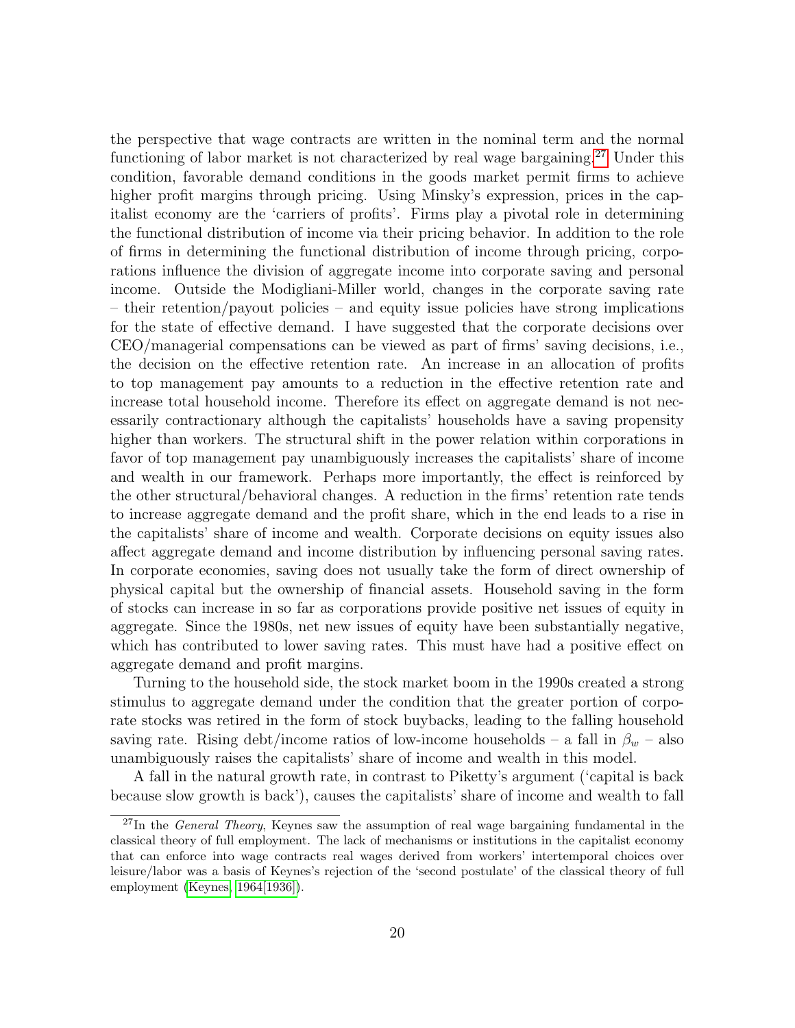the perspective that wage contracts are written in the nominal term and the normal functioning of labor market is not characterized by real wage bargaining.[27] Under this condition, favorable demand conditions in the goods market permit firms to achieve higher profit margins through pricing. Using Minsky's expression, prices in the capitalist economy are the 'carriers of profits'. Firms play a pivotal role in determining the functional distribution of income via their pricing behavior. In addition to the role of firms in determining the functional distribution of income through pricing, corporations influence the division of aggregate income into corporate saving and personal income. Outside the Modigliani-Miller world, changes in the corporate saving rate – their retention/payout policies – and equity issue policies have strong implications for the state of effective demand. I have suggested that the corporate decisions over CEO/managerial compensations can be viewed as part of firms' saving decisions, i.e., the decision on the effective retention rate. An increase in an allocation of profits to top management pay amounts to a reduction in the effective retention rate and increase total household income. Therefore its effect on aggregate demand is not necessarily contractionary although the capitalists' households have a saving propensity higher than workers. The structural shift in the power relation within corporations in favor of top management pay unambiguously increases the capitalists' share of income and wealth in our framework. Perhaps more importantly, the effect is reinforced by the other structural/behavioral changes. A reduction in the firms' retention rate tends to increase aggregate demand and the profit share, which in the end leads to a rise in the capitalists' share of income and wealth. Corporate decisions on equity issues also affect aggregate demand and income distribution by influencing personal saving rates. In corporate economies, saving does not usually take the form of direct ownership of physical capital but the ownership of financial assets. Household saving in the form of stocks can increase in so far as corporations provide positive net issues of equity in aggregate. Since the 1980s, net new issues of equity have been substantially negative, which has contributed to lower saving rates. This must have had a positive effect on aggregate demand and profit margins.

Turning to the household side, the stock market boom in the 1990s created a strong stimulus to aggregate demand under the condition that the greater portion of corporate stocks was retired in the form of stock buybacks, leading to the falling household saving rate. Rising debt/income ratios of low-income households – a fall in $\beta_w$ – also unambiguously raises the capitalists' share of income and wealth in this model.

A fall in the natural growth rate, in contrast to Piketty's argument ('capital is back because slow growth is back'), causes the capitalists' share of income and wealth to fall

[27] In the *General Theory*, Keynes saw the assumption of real wage bargaining fundamental in the classical theory of full employment. The lack of mechanisms or institutions in the capitalist economy that can enforce into wage contracts real wages derived from workers' intertemporal choices over leisure/labor was a basis of Keynes's rejection of the 'second postulate' of the classical theory of full employment (Keynes, 1964[1936]).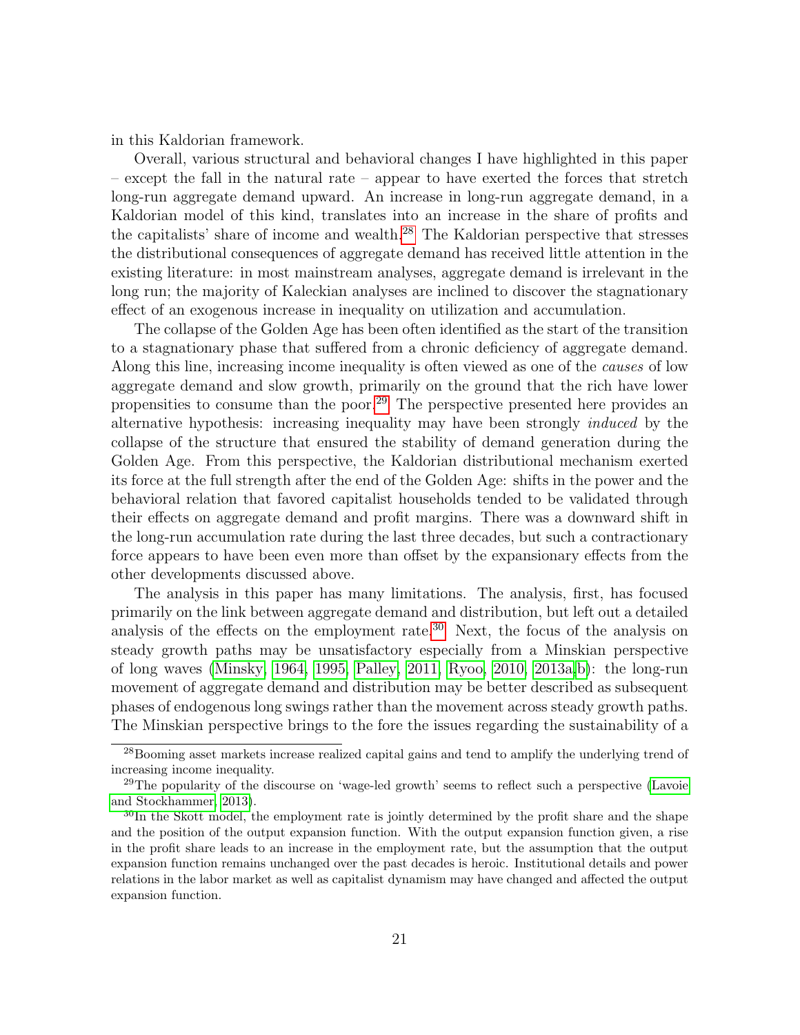in this Kaldorian framework.

Overall, various structural and behavioral changes I have highlighted in this paper – except the fall in the natural rate – appear to have exerted the forces that stretch long-run aggregate demand upward. An increase in long-run aggregate demand, in a Kaldorian model of this kind, translates into an increase in the share of profits and the capitalists' share of income and wealth.[28] The Kaldorian perspective that stresses the distributional consequences of aggregate demand has received little attention in the existing literature: in most mainstream analyses, aggregate demand is irrelevant in the long run; the majority of Kaleckian analyses are inclined to discover the stagnationary effect of an exogenous increase in inequality on utilization and accumulation.

The collapse of the Golden Age has been often identified as the start of the transition to a stagnationary phase that suffered from a chronic deficiency of aggregate demand. Along this line, increasing income inequality is often viewed as one of the *causes* of low aggregate demand and slow growth, primarily on the ground that the rich have lower propensities to consume than the poor.[29] The perspective presented here provides an alternative hypothesis: increasing inequality may have been strongly *induced* by the collapse of the structure that ensured the stability of demand generation during the Golden Age. From this perspective, the Kaldorian distributional mechanism exerted its force at the full strength after the end of the Golden Age: shifts in the power and the behavioral relation that favored capitalist households tended to be validated through their effects on aggregate demand and profit margins. There was a downward shift in the long-run accumulation rate during the last three decades, but such a contractionary force appears to have been even more than offset by the expansionary effects from the other developments discussed above.

The analysis in this paper has many limitations. The analysis, first, has focused primarily on the link between aggregate demand and distribution, but left out a detailed analysis of the effects on the employment rate.[30] Next, the focus of the analysis on steady growth paths may be unsatisfactory especially from a Minskian perspective of long waves (Minsky, 1964, 1995, Palley, 2011, Ryoo, 2010, 2013a,b): the long-run movement of aggregate demand and distribution may be better described as subsequent phases of endogenous long swings rather than the movement across steady growth paths. The Minskian perspective brings to the fore the issues regarding the sustainability of a

[28] Booming asset markets increase realized capital gains and tend to amplify the underlying trend of increasing income inequality.

[29] The popularity of the discourse on 'wage-led growth' seems to reflect such a perspective (Lavoie and Stockhammer, 2013).

[30] In the Skott model, the employment rate is jointly determined by the profit share and the shape and the position of the output expansion function. With the output expansion function given, a rise in the profit share leads to an increase in the employment rate, but the assumption that the output expansion function remains unchanged over the past decades is heroic. Institutional details and power relations in the labor market as well as capitalist dynamism may have changed and affected the output expansion function.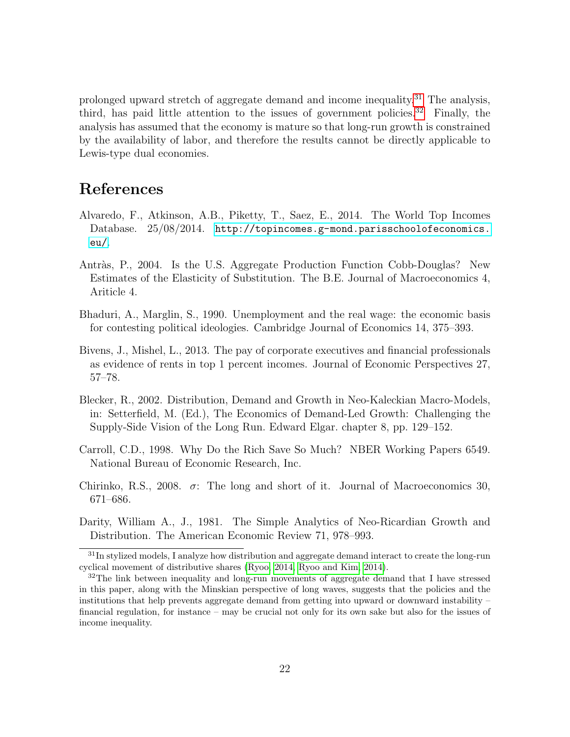prolonged upward stretch of aggregate demand and income inequality.[31] The analysis, third, has paid little attention to the issues of government policies.[32] Finally, the analysis has assumed that the economy is mature so that long-run growth is constrained by the availability of labor, and therefore the results cannot be directly applicable to Lewis-type dual economies.

# References

Alvaredo, F., Atkinson, A.B., Piketty, T., Saez, E., 2014. The World Top Incomes Database. 25/08/2014. http://topincomes.g-mond.parisschoolofeconomics.eu/.

Antràs, P., 2004. Is the U.S. Aggregate Production Function Cobb-Douglas? New Estimates of the Elasticity of Substitution. The B.E. Journal of Macroeconomics 4, Ariticle 4.

Bhaduri, A., Marglin, S., 1990. Unemployment and the real wage: the economic basis for contesting political ideologies. Cambridge Journal of Economics 14, 375–393.

Bivens, J., Mishel, L., 2013. The pay of corporate executives and financial professionals as evidence of rents in top 1 percent incomes. Journal of Economic Perspectives 27, 57–78.

Blecker, R., 2002. Distribution, Demand and Growth in Neo-Kaleckian Macro-Models, in: Setterfield, M. (Ed.), The Economics of Demand-Led Growth: Challenging the Supply-Side Vision of the Long Run. Edward Elgar. chapter 8, pp. 129–152.

Carroll, C.D., 1998. Why Do the Rich Save So Much? NBER Working Papers 6549. National Bureau of Economic Research, Inc.

Chirinko, R.S., 2008. $\sigma$: The long and short of it. Journal of Macroeconomics 30, 671–686.

Darity, William A., J., 1981. The Simple Analytics of Neo-Ricardian Growth and Distribution. The American Economic Review 71, 978–993.

---

[31] In stylized models, I analyze how distribution and aggregate demand interact to create the long-run cyclical movement of distributive shares (Ryoo, 2014; Ryoo and Kim, 2014).

[32] The link between inequality and long-run movements of aggregate demand that I have stressed in this paper, along with the Minskian perspective of long waves, suggests that the policies and the institutions that help prevents aggregate demand from getting into upward or downward instability – financial regulation, for instance – may be crucial not only for its own sake but also for the issues of income inequality.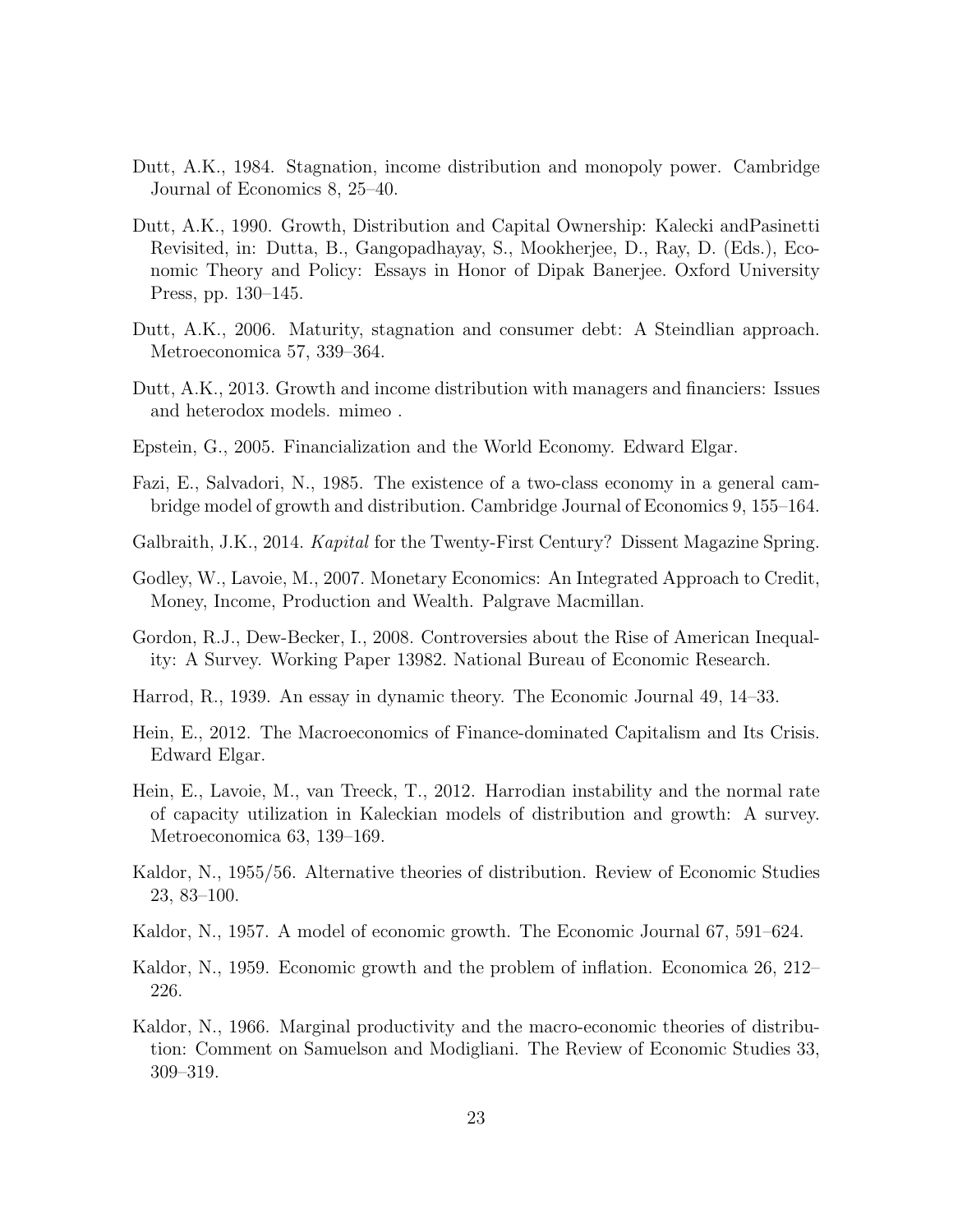Dutt, A.K., 1984. Stagnation, income distribution and monopoly power. Cambridge Journal of Economics 8, 25–40.

Dutt, A.K., 1990. Growth, Distribution and Capital Ownership: Kalecki andPasinetti Revisited, in: Dutta, B., Gangopadhayay, S., Mookherjee, D., Ray, D. (Eds.), Economic Theory and Policy: Essays in Honor of Dipak Banerjee. Oxford University Press, pp. 130–145.

Dutt, A.K., 2006. Maturity, stagnation and consumer debt: A Steindlian approach. Metroeconomica 57, 339–364.

Dutt, A.K., 2013. Growth and income distribution with managers and financiers: Issues and heterodox models. mimeo .

Epstein, G., 2005. Financialization and the World Economy. Edward Elgar.

Fazi, E., Salvadori, N., 1985. The existence of a two-class economy in a general cambridge model of growth and distribution. Cambridge Journal of Economics 9, 155–164.

Galbraith, J.K., 2014. *Kapital* for the Twenty-First Century? Dissent Magazine Spring.

Godley, W., Lavoie, M., 2007. Monetary Economics: An Integrated Approach to Credit, Money, Income, Production and Wealth. Palgrave Macmillan.

Gordon, R.J., Dew-Becker, I., 2008. Controversies about the Rise of American Inequality: A Survey. Working Paper 13982. National Bureau of Economic Research.

Harrod, R., 1939. An essay in dynamic theory. The Economic Journal 49, 14–33.

Hein, E., 2012. The Macroeconomics of Finance-dominated Capitalism and Its Crisis. Edward Elgar.

Hein, E., Lavoie, M., van Treeck, T., 2012. Harrodian instability and the normal rate of capacity utilization in Kaleckian models of distribution and growth: A survey. Metroeconomica 63, 139–169.

Kaldor, N., 1955/56. Alternative theories of distribution. Review of Economic Studies 23, 83–100.

Kaldor, N., 1957. A model of economic growth. The Economic Journal 67, 591–624.

Kaldor, N., 1959. Economic growth and the problem of inflation. Economica 26, 212–226.

Kaldor, N., 1966. Marginal productivity and the macro-economic theories of distribution: Comment on Samuelson and Modigliani. The Review of Economic Studies 33, 309–319.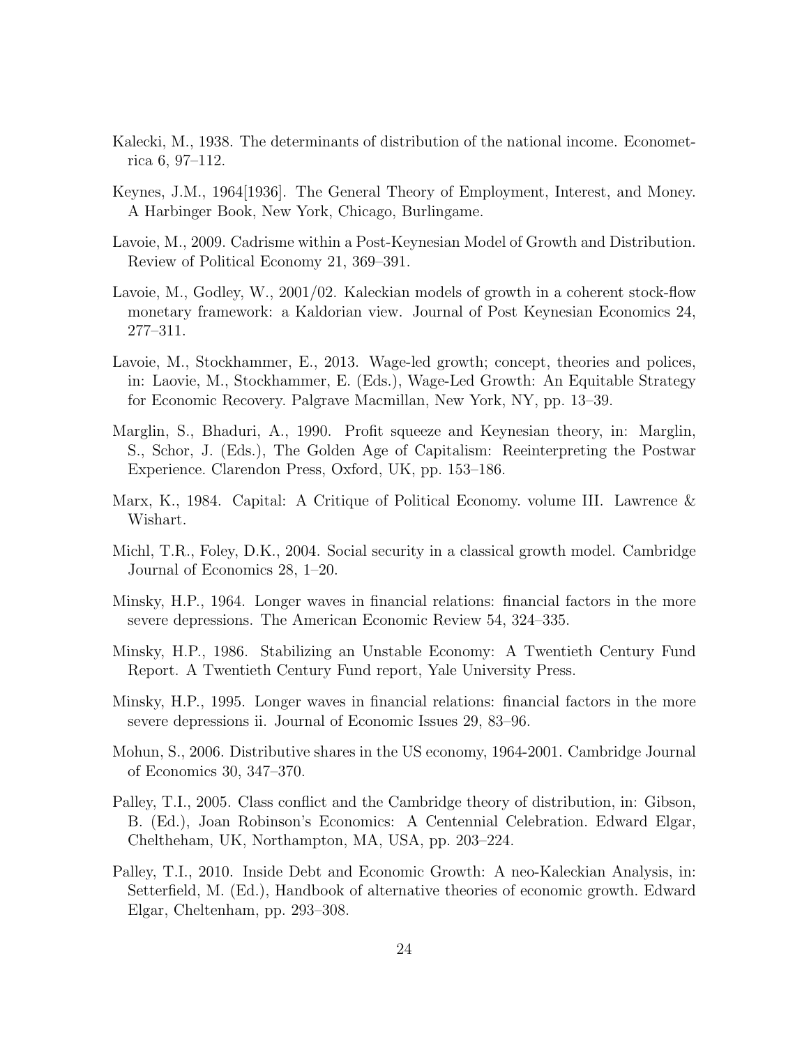Kalecki, M., 1938. The determinants of distribution of the national income. Econometrica 6, 97–112.

Keynes, J.M., 1964[1936]. The General Theory of Employment, Interest, and Money. A Harbinger Book, New York, Chicago, Burlingame.

Lavoie, M., 2009. Cadrisme within a Post-Keynesian Model of Growth and Distribution. Review of Political Economy 21, 369–391.

Lavoie, M., Godley, W., 2001/02. Kaleckian models of growth in a coherent stock-flow monetary framework: a Kaldorian view. Journal of Post Keynesian Economics 24, 277–311.

Lavoie, M., Stockhammer, E., 2013. Wage-led growth; concept, theories and polices, in: Laovie, M., Stockhammer, E. (Eds.), Wage-Led Growth: An Equitable Strategy for Economic Recovery. Palgrave Macmillan, New York, NY, pp. 13–39.

Marglin, S., Bhaduri, A., 1990. Profit squeeze and Keynesian theory, in: Marglin, S., Schor, J. (Eds.), The Golden Age of Capitalism: Reeinterpreting the Postwar Experience. Clarendon Press, Oxford, UK, pp. 153–186.

Marx, K., 1984. Capital: A Critique of Political Economy. volume III. Lawrence & Wishart.

Michl, T.R., Foley, D.K., 2004. Social security in a classical growth model. Cambridge Journal of Economics 28, 1–20.

Minsky, H.P., 1964. Longer waves in financial relations: financial factors in the more severe depressions. The American Economic Review 54, 324–335.

Minsky, H.P., 1986. Stabilizing an Unstable Economy: A Twentieth Century Fund Report. A Twentieth Century Fund report, Yale University Press.

Minsky, H.P., 1995. Longer waves in financial relations: financial factors in the more severe depressions ii. Journal of Economic Issues 29, 83–96.

Mohun, S., 2006. Distributive shares in the US economy, 1964-2001. Cambridge Journal of Economics 30, 347–370.

Palley, T.I., 2005. Class conflict and the Cambridge theory of distribution, in: Gibson, B. (Ed.), Joan Robinson's Economics: A Centennial Celebration. Edward Elgar, Cheltheham, UK, Northampton, MA, USA, pp. 203–224.

Palley, T.I., 2010. Inside Debt and Economic Growth: A neo-Kaleckian Analysis, in: Setterfield, M. (Ed.), Handbook of alternative theories of economic growth. Edward Elgar, Cheltenham, pp. 293–308.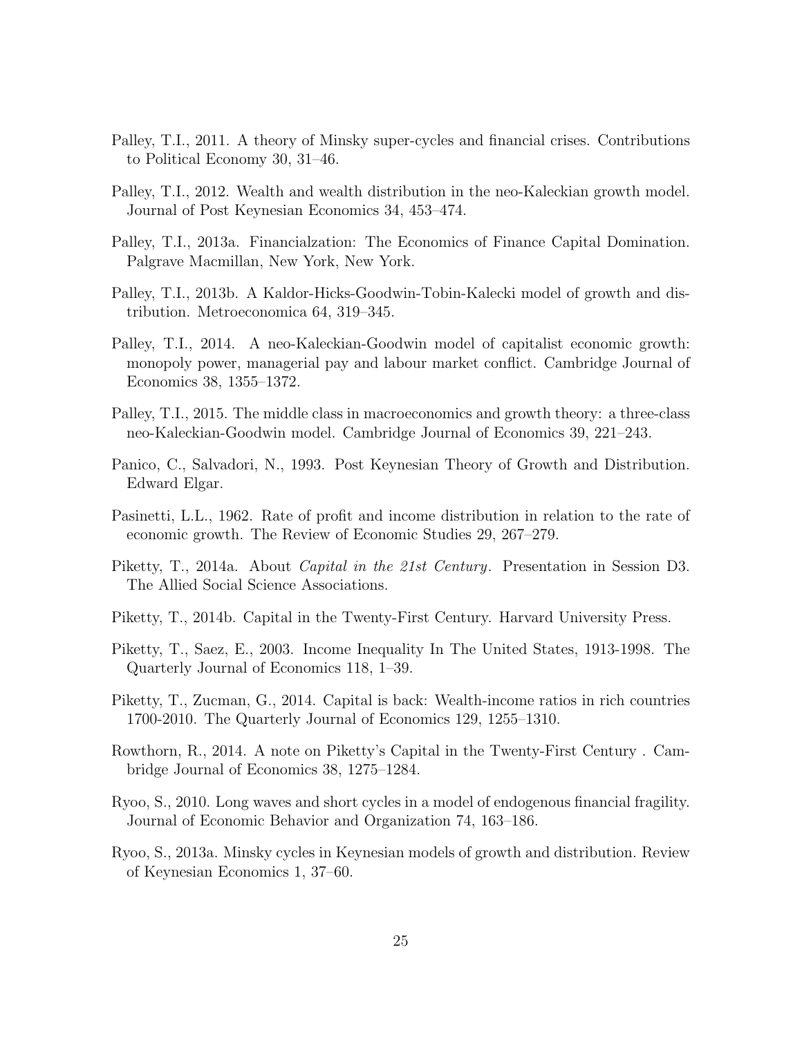Palley, T.I., 2011. A theory of Minsky super-cycles and financial crises. Contributions to Political Economy 30, 31–46.

Palley, T.I., 2012. Wealth and wealth distribution in the neo-Kaleckian growth model. Journal of Post Keynesian Economics 34, 453–474.

Palley, T.I., 2013a. Financialzation: The Economics of Finance Capital Domination. Palgrave Macmillan, New York, New York.

Palley, T.I., 2013b. A Kaldor-Hicks-Goodwin-Tobin-Kalecki model of growth and distribution. Metroeconomica 64, 319–345.

Palley, T.I., 2014. A neo-Kaleckian-Goodwin model of capitalist economic growth: monopoly power, managerial pay and labour market conflict. Cambridge Journal of Economics 38, 1355–1372.

Palley, T.I., 2015. The middle class in macroeconomics and growth theory: a three-class neo-Kaleckian-Goodwin model. Cambridge Journal of Economics 39, 221–243.

Panico, C., Salvadori, N., 1993. Post Keynesian Theory of Growth and Distribution. Edward Elgar.

Pasinetti, L.L., 1962. Rate of profit and income distribution in relation to the rate of economic growth. The Review of Economic Studies 29, 267–279.

Piketty, T., 2014a. About *Capital in the 21st Century*. Presentation in Session D3. The Allied Social Science Associations.

Piketty, T., 2014b. Capital in the Twenty-First Century. Harvard University Press.

Piketty, T., Saez, E., 2003. Income Inequality In The United States, 1913-1998. The Quarterly Journal of Economics 118, 1–39.

Piketty, T., Zucman, G., 2014. Capital is back: Wealth-income ratios in rich countries 1700-2010. The Quarterly Journal of Economics 129, 1255–1310.

Rowthorn, R., 2014. A note on Piketty's Capital in the Twenty-First Century . Cambridge Journal of Economics 38, 1275–1284.

Ryoo, S., 2010. Long waves and short cycles in a model of endogenous financial fragility. Journal of Economic Behavior and Organization 74, 163–186.

Ryoo, S., 2013a. Minsky cycles in Keynesian models of growth and distribution. Review of Keynesian Economics 1, 37–60.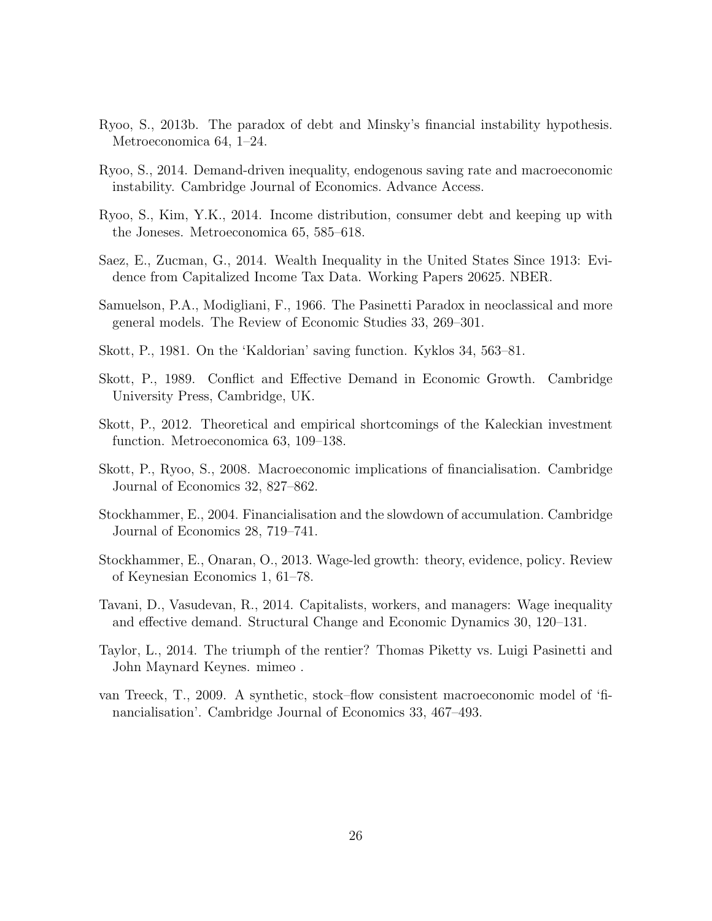Ryoo, S., 2013b. The paradox of debt and Minsky's financial instability hypothesis. Metroeconomica 64, 1–24.

Ryoo, S., 2014. Demand-driven inequality, endogenous saving rate and macroeconomic instability. Cambridge Journal of Economics. Advance Access.

Ryoo, S., Kim, Y.K., 2014. Income distribution, consumer debt and keeping up with the Joneses. Metroeconomica 65, 585–618.

Saez, E., Zucman, G., 2014. Wealth Inequality in the United States Since 1913: Evidence from Capitalized Income Tax Data. Working Papers 20625. NBER.

Samuelson, P.A., Modigliani, F., 1966. The Pasinetti Paradox in neoclassical and more general models. The Review of Economic Studies 33, 269–301.

Skott, P., 1981. On the 'Kaldorian' saving function. Kyklos 34, 563–81.

Skott, P., 1989. Conflict and Effective Demand in Economic Growth. Cambridge University Press, Cambridge, UK.

Skott, P., 2012. Theoretical and empirical shortcomings of the Kaleckian investment function. Metroeconomica 63, 109–138.

Skott, P., Ryoo, S., 2008. Macroeconomic implications of financialisation. Cambridge Journal of Economics 32, 827–862.

Stockhammer, E., 2004. Financialisation and the slowdown of accumulation. Cambridge Journal of Economics 28, 719–741.

Stockhammer, E., Onaran, O., 2013. Wage-led growth: theory, evidence, policy. Review of Keynesian Economics 1, 61–78.

Tavani, D., Vasudevan, R., 2014. Capitalists, workers, and managers: Wage inequality and effective demand. Structural Change and Economic Dynamics 30, 120–131.

Taylor, L., 2014. The triumph of the rentier? Thomas Piketty vs. Luigi Pasinetti and John Maynard Keynes. mimeo .

van Treeck, T., 2009. A synthetic, stock–flow consistent macroeconomic model of 'financialisation'. Cambridge Journal of Economics 33, 467–493.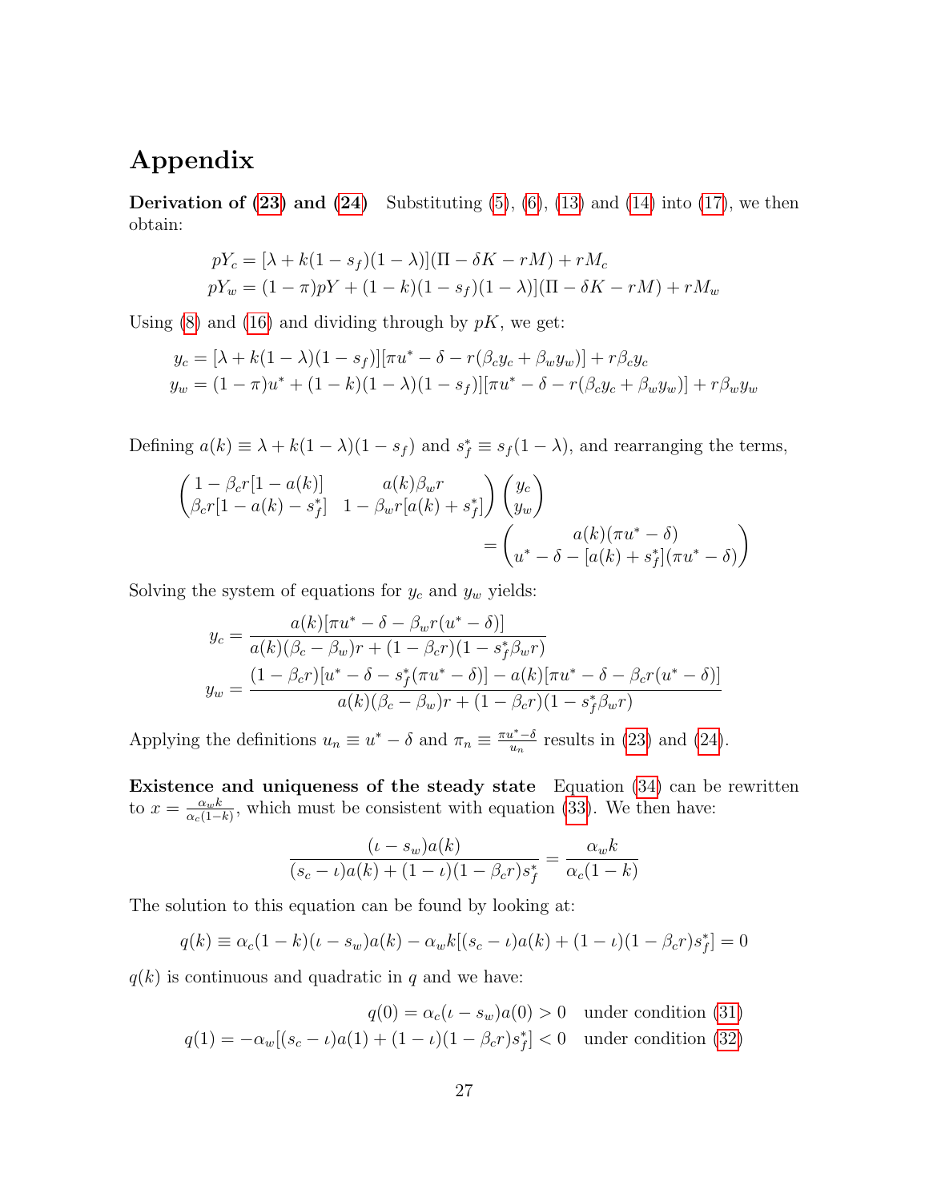# Appendix

**Derivation of (23) and (24)** Substituting (5), (6), (13) and (14) into (17), we then obtain:

$$pY_c = [\lambda + k(1-s_f)(1-\lambda)](\Pi - \delta K - rM) + rM_c$$
$$pY_w = (1-\pi)pY + (1-k)(1-s_f)(1-\lambda)](\Pi - \delta K - rM) + rM_w$$

Using (8) and (16) and dividing through by $pK$, we get:

$$y_c = [\lambda + k(1-\lambda)(1-s_f)][\pi u^* - \delta - r(\beta_c y_c + \beta_w y_w)] + r\beta_c y_c$$
$$y_w = (1-\pi)u^* + (1-k)(1-\lambda)(1-s_f)][\pi u^* - \delta - r(\beta_c y_c + \beta_w y_w)] + r\beta_w y_w$$

Defining $a(k) \equiv \lambda + k(1-\lambda)(1-s_f)$ and $s_f^* \equiv s_f(1-\lambda)$, and rearranging the terms,

$$\begin{pmatrix} 1 - \beta_c r[1-a(k)] & a(k)\beta_w r \\ \beta_c r[1 - a(k) - s_f^*] & 1 - \beta_w r[a(k) + s_f^*] \end{pmatrix} \begin{pmatrix} y_c \\ y_w \end{pmatrix} = \begin{pmatrix} a(k)(\pi u^* - \delta) \\ u^* - \delta - [a(k) + s_f^*](\pi u^* - \delta) \end{pmatrix}$$

Solving the system of equations for $y_c$ and $y_w$ yields:

$$y_c = \frac{a(k)[\pi u^* - \delta - \beta_w r(u^* - \delta)]}{a(k)(\beta_c - \beta_w)r + (1-\beta_c r)(1 - s_f^* \beta_w r)}$$
$$y_w = \frac{(1-\beta_c r)[u^* - \delta - s_f^*(\pi u^* - \delta)] - a(k)[\pi u^* - \delta - \beta_c r(u^* - \delta)]}{a(k)(\beta_c - \beta_w)r + (1-\beta_c r)(1 - s_f^* \beta_w r)}$$

Applying the definitions $u_n \equiv u^* - \delta$ and $\pi_n \equiv \frac{\pi u^* - \delta}{u_n}$ results in (23) and (24).

**Existence and uniqueness of the steady state** Equation (34) can be rewritten to $x = \frac{\alpha_w k}{\alpha_c(1-k)}$, which must be consistent with equation (33). We then have:

$$\frac{(\iota - s_w)a(k)}{(s_c - \iota)a(k) + (1-\iota)(1-\beta_c r)s_f^*} = \frac{\alpha_w k}{\alpha_c(1-k)}$$

The solution to this equation can be found by looking at:

$$q(k) \equiv \alpha_c(1-k)(\iota - s_w)a(k) - \alpha_w k[(s_c - \iota)a(k) + (1-\iota)(1-\beta_c r)s_f^*] = 0$$

$q(k)$ is continuous and quadratic in $q$ and we have:

$$q(0) = \alpha_c(\iota - s_w)a(0) > 0 \quad \text{under condition (31)}$$
$$q(1) = -\alpha_w[(s_c - \iota)a(1) + (1-\iota)(1-\beta_c r)s_f^*] < 0 \quad \text{under condition (32)}$$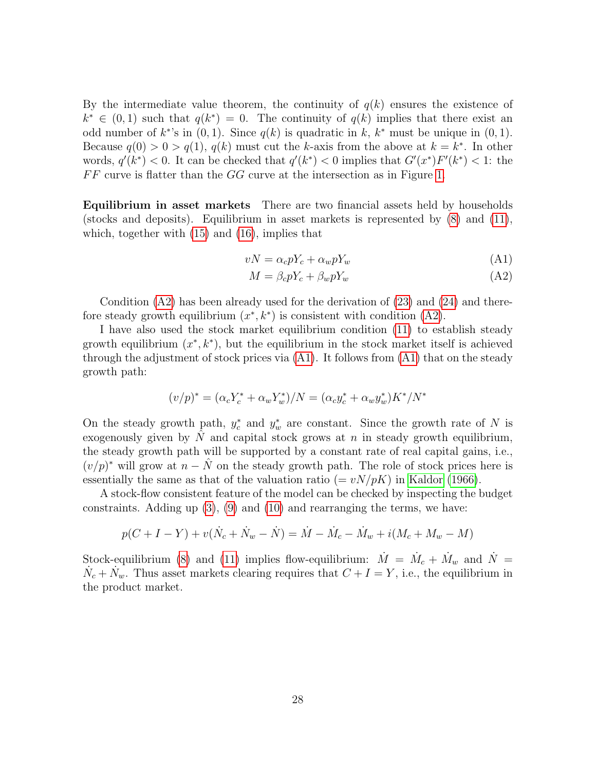By the intermediate value theorem, the continuity of $q(k)$ ensures the existence of $k^* \in (0, 1)$ such that $q(k^*) = 0$. The continuity of $q(k)$ implies that there exist an odd number of $k^*$'s in $(0, 1)$. Since $q(k)$ is quadratic in $k$, $k^*$ must be unique in $(0, 1)$. Because $q(0) > 0 > q(1)$, $q(k)$ must cut the $k$-axis from the above at $k = k^*$. In other words, $q'(k^*) < 0$. It can be checked that $q'(k^*) < 0$ implies that $G'(x^*)F'(k^*) < 1$: the $FF$ curve is flatter than the $GG$ curve at the intersection as in Figure 1.

**Equilibrium in asset markets** There are two financial assets held by households (stocks and deposits). Equilibrium in asset markets is represented by (8) and (11), which, together with (15) and (16), implies that

$$vN = \alpha_c pY_c + \alpha_w pY_w \tag{A1}$$

$$M = \beta_c pY_c + \beta_w pY_w \tag{A2}$$

Condition (A2) has been already used for the derivation of (23) and (24) and therefore steady growth equilibrium $(x^*, k^*)$ is consistent with condition (A2).

I have also used the stock market equilibrium condition (11) to establish steady growth equilibrium $(x^*, k^*)$, but the equilibrium in the stock market itself is achieved through the adjustment of stock prices via (A1). It follows from (A1) that on the steady growth path:

$$(v/p)^* = (\alpha_c Y_c^* + \alpha_w Y_w^*)/N = (\alpha_c y_c^* + \alpha_w y_w^*)K^*/N^*$$

On the steady growth path, $y_c^*$ and $y_w^*$ are constant. Since the growth rate of $N$ is exogenously given by $\hat{N}$ and capital stock grows at $n$ in steady growth equilibrium, the steady growth path will be supported by a constant rate of real capital gains, i.e., $(v/p)^*$ will grow at $n - \hat{N}$ on the steady growth path. The role of stock prices here is essentially the same as that of the valuation ratio ($= vN/pK$) in Kaldor (1966).

A stock-flow consistent feature of the model can be checked by inspecting the budget constraints. Adding up (3), (9) and (10) and rearranging the terms, we have:

$$p(C + I - Y) + v(\dot{N}_c + \dot{N}_w - \dot{N}) = \dot{M} - \dot{M}_c - \dot{M}_w + i(M_c + M_w - M)$$

Stock-equilibrium (8) and (11) implies flow-equilibrium: $\dot{M} = \dot{M}_c + \dot{M}_w$ and $\dot{N} = \dot{N}_c + \dot{N}_w$. Thus asset markets clearing requires that $C + I = Y$, i.e., the equilibrium in the product market.